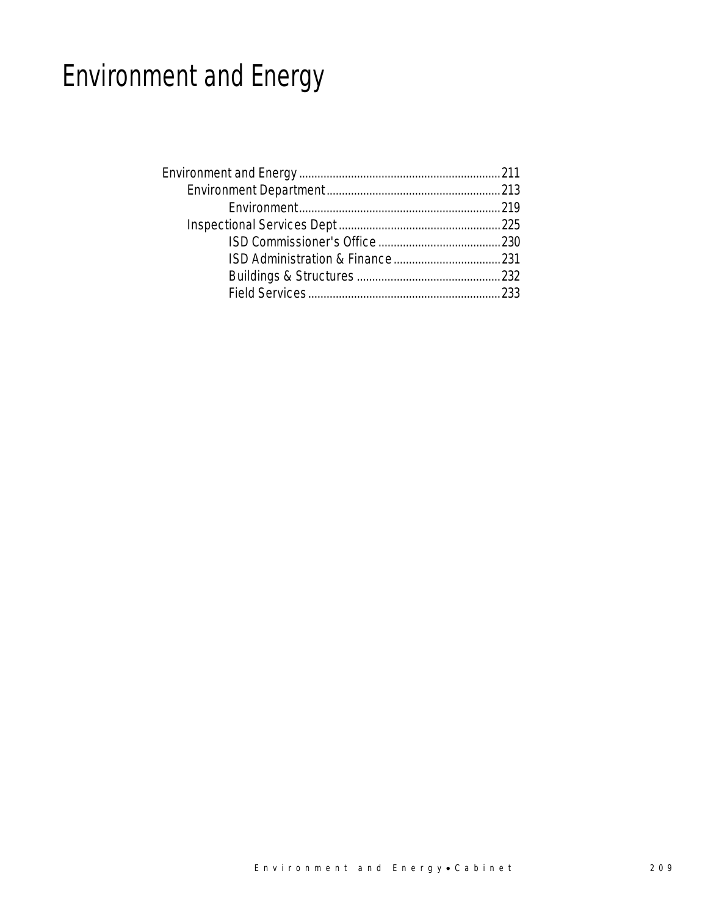# Environment and Energy

- Environment and Energy ............ 211
  - Environment Department ............ 213
    - Environment ............ 219
  - Inspectional Services Dept ............ 225
    - ISD Commissioner's Office ............ 230
    - ISD Administration & Finance ............ 231
    - Buildings & Structures ............ 232
    - Field Services ............ 233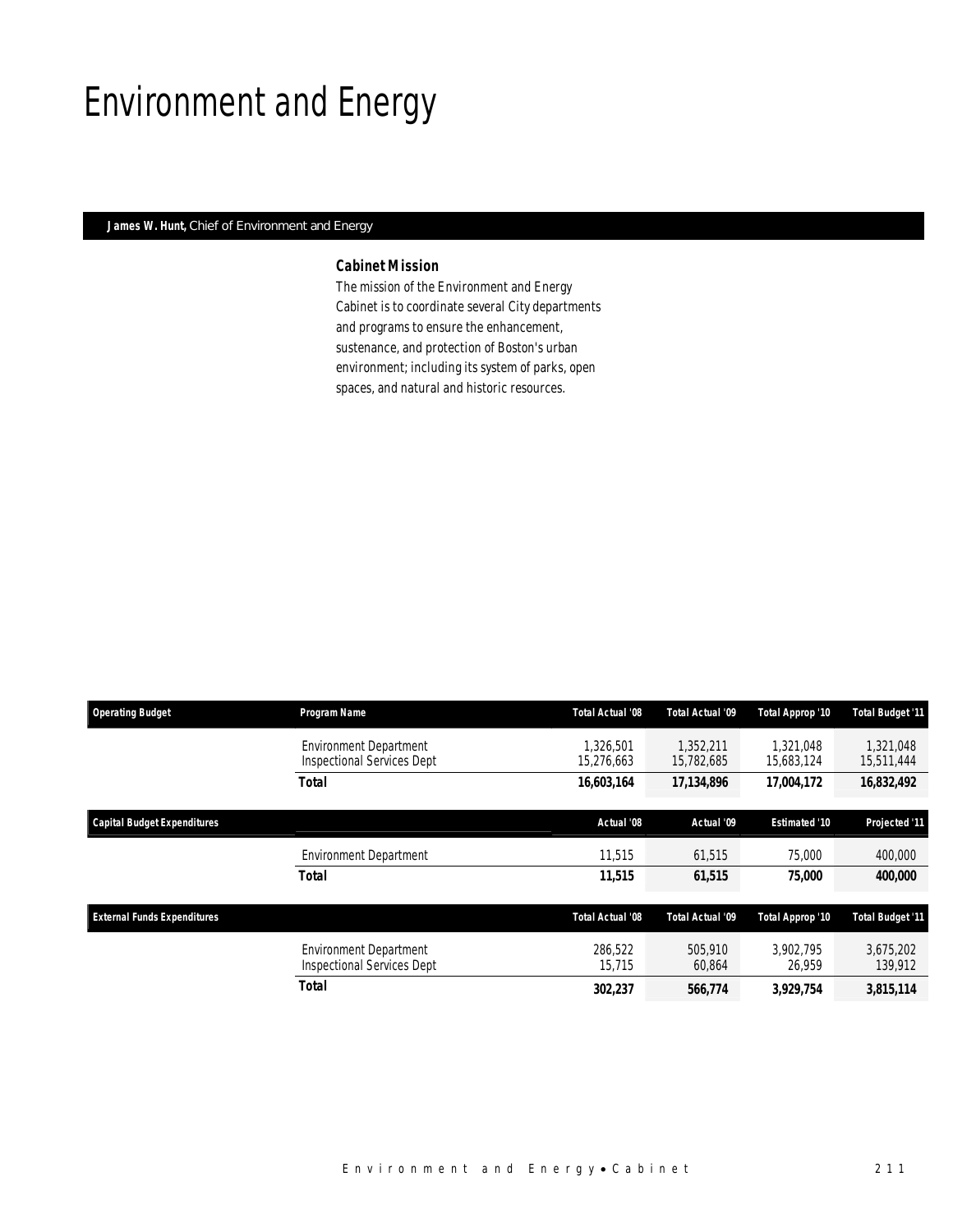# Environment and Energy

**James W. Hunt,** Chief of Environment and Energy

### Cabinet Mission

The mission of the Environment and Energy Cabinet is to coordinate several City departments and programs to ensure the enhancement, sustenance, and protection of Boston's urban environment; including its system of parks, open spaces, and natural and historic resources.

| Operating Budget | Program Name | Total Actual '08 | Total Actual '09 | Total Approp '10 | Total Budget '11 |
|---|---|---|---|---|---|
| | Environment Department | 1,326,501 | 1,352,211 | 1,321,048 | 1,321,048 |
| | Inspectional Services Dept | 15,276,663 | 15,782,685 | 15,683,124 | 15,511,444 |
| | **Total** | **16,603,164** | **17,134,896** | **17,004,172** | **16,832,492** |

| Capital Budget Expenditures | | Actual '08 | Actual '09 | Estimated '10 | Projected '11 |
|---|---|---|---|---|---|
| | Environment Department | 11,515 | 61,515 | 75,000 | 400,000 |
| | **Total** | **11,515** | **61,515** | **75,000** | **400,000** |

| External Funds Expenditures | | Total Actual '08 | Total Actual '09 | Total Approp '10 | Total Budget '11 |
|---|---|---|---|---|---|
| | Environment Department | 286,522 | 505,910 | 3,902,795 | 3,675,202 |
| | Inspectional Services Dept | 15,715 | 60,864 | 26,959 | 139,912 |
| | **Total** | **302,237** | **566,774** | **3,929,754** | **3,815,114** |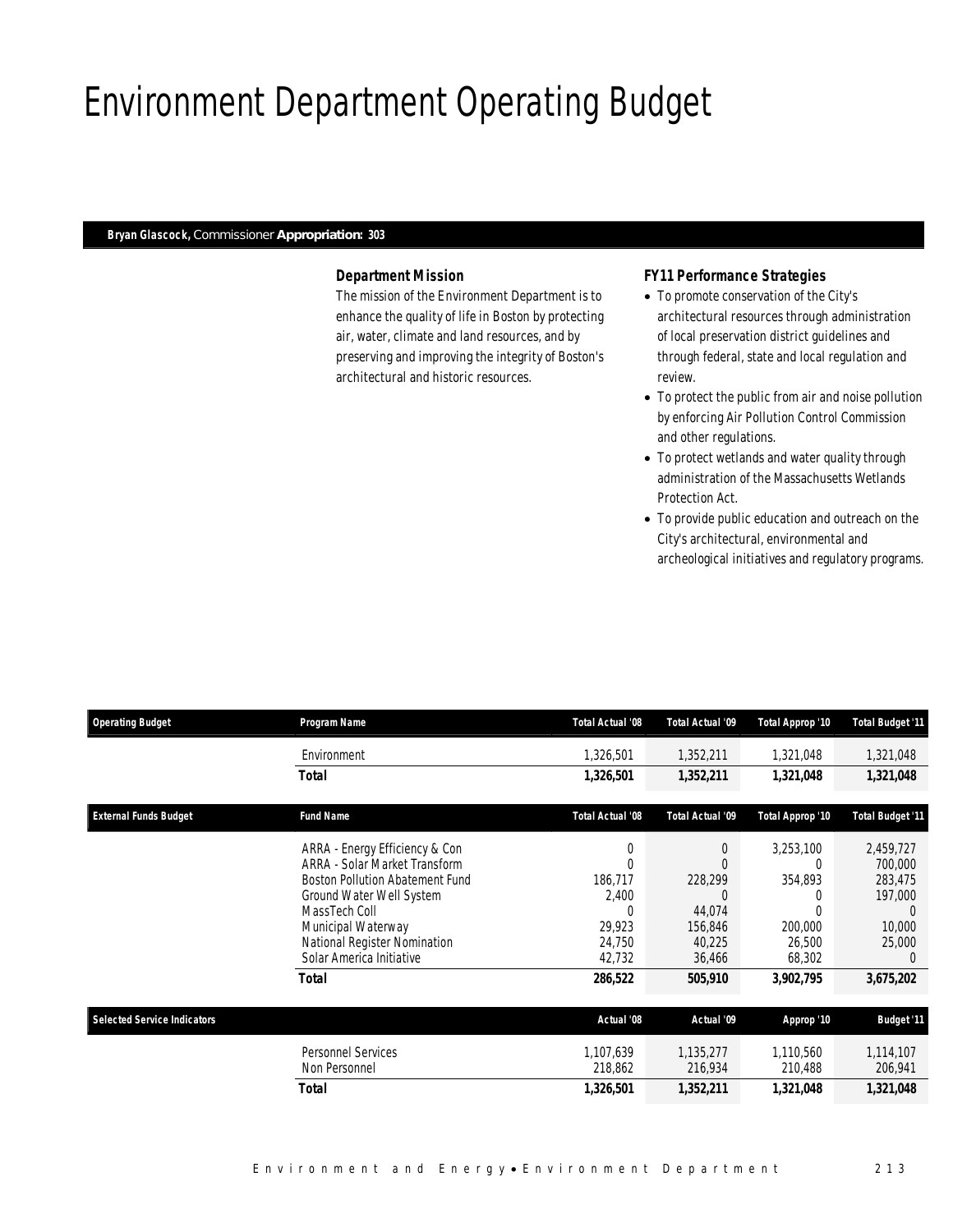# Environment Department Operating Budget

**Bryan Glascock,** Commissioner **Appropriation: 303**

### Department Mission

The mission of the Environment Department is to enhance the quality of life in Boston by protecting air, water, climate and land resources, and by preserving and improving the integrity of Boston's architectural and historic resources.

### FY11 Performance Strategies

- To promote conservation of the City's architectural resources through administration of local preservation district guidelines and through federal, state and local regulation and review.
- To protect the public from air and noise pollution by enforcing Air Pollution Control Commission and other regulations.
- To protect wetlands and water quality through administration of the Massachusetts Wetlands Protection Act.
- To provide public education and outreach on the City's architectural, environmental and archeological initiatives and regulatory programs.

| Operating Budget | Program Name | Total Actual '08 | Total Actual '09 | Total Approp '10 | Total Budget '11 |
|---|---|---|---|---|---|
| | Environment | 1,326,501 | 1,352,211 | 1,321,048 | 1,321,048 |
| | **Total** | **1,326,501** | **1,352,211** | **1,321,048** | **1,321,048** |

| External Funds Budget | Fund Name | Total Actual '08 | Total Actual '09 | Total Approp '10 | Total Budget '11 |
|---|---|---|---|---|---|
| | ARRA - Energy Efficiency & Con | 0 | 0 | 3,253,100 | 2,459,727 |
| | ARRA - Solar Market Transform | 0 | 0 | 0 | 700,000 |
| | Boston Pollution Abatement Fund | 186,717 | 228,299 | 354,893 | 283,475 |
| | Ground Water Well System | 2,400 | 0 | 0 | 197,000 |
| | MassTech Coll | 0 | 44,074 | 0 | 0 |
| | Municipal Waterway | 29,923 | 156,846 | 200,000 | 10,000 |
| | National Register Nomination | 24,750 | 40,225 | 26,500 | 25,000 |
| | Solar America Initiative | 42,732 | 36,466 | 68,302 | 0 |
| | **Total** | **286,522** | **505,910** | **3,902,795** | **3,675,202** |

| Selected Service Indicators | | Actual '08 | Actual '09 | Approp '10 | Budget '11 |
|---|---|---|---|---|---|
| | Personnel Services | 1,107,639 | 1,135,277 | 1,110,560 | 1,114,107 |
| | Non Personnel | 218,862 | 216,934 | 210,488 | 206,941 |
| | **Total** | **1,326,501** | **1,352,211** | **1,321,048** | **1,321,048** |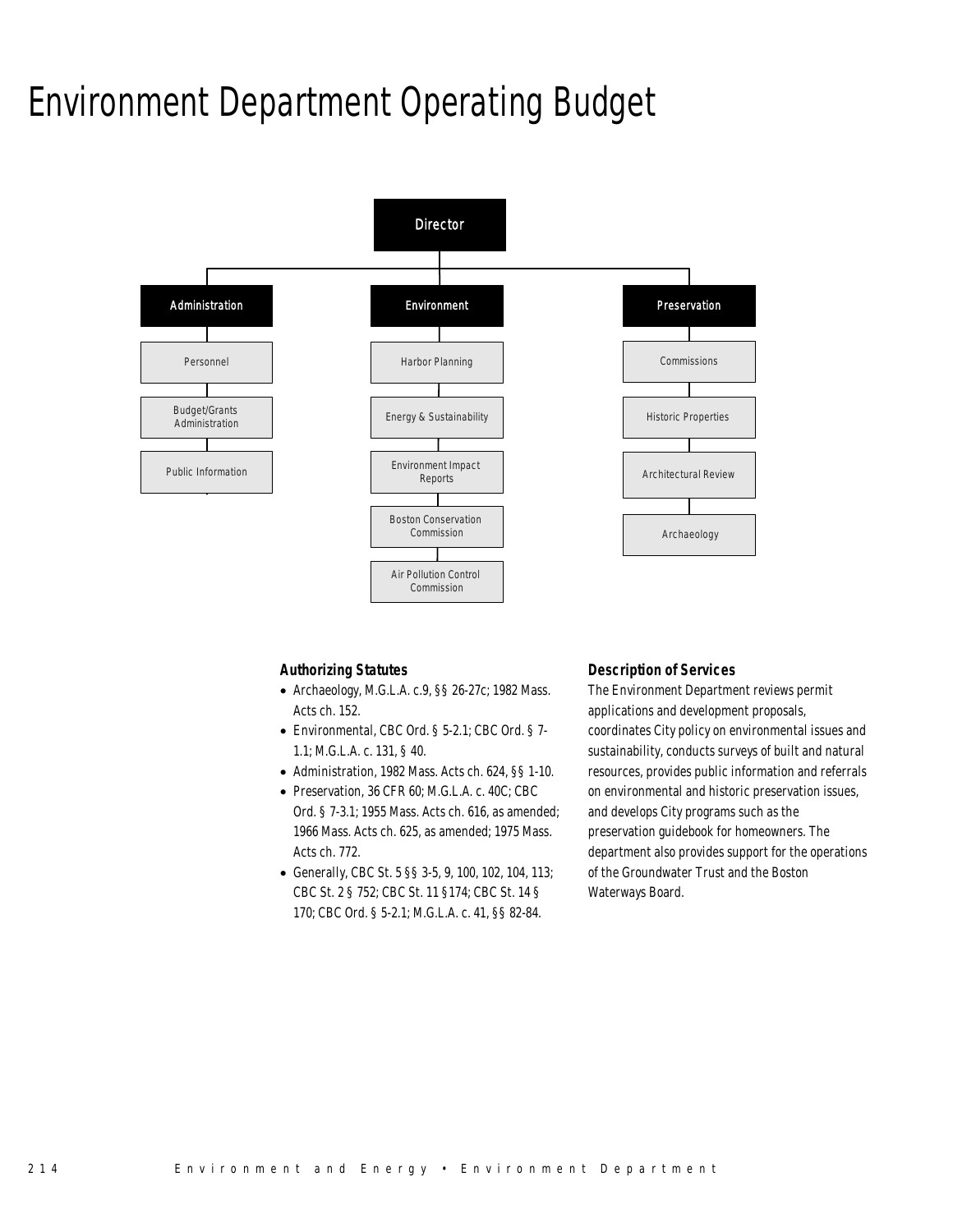# Environment Department Operating Budget

- Director
  - Administration
    - Personnel
    - Budget/Grants Administration
    - Public Information
  - Environment
    - Harbor Planning
    - Energy & Sustainability
    - Environment Impact Reports
    - Boston Conservation Commission
    - Air Pollution Control Commission
  - Preservation
    - Commissions
    - Historic Properties
    - Architectural Review
    - Archaeology

### Authorizing Statutes

- Archaeology, M.G.L.A. c.9, §§ 26-27c; 1982 Mass. Acts ch. 152.
- Environmental, CBC Ord. § 5-2.1; CBC Ord. § 7-1.1; M.G.L.A. c. 131, § 40.
- Administration, 1982 Mass. Acts ch. 624, §§ 1-10.
- Preservation, 36 CFR 60; M.G.L.A. c. 40C; CBC Ord. § 7-3.1; 1955 Mass. Acts ch. 616, as amended; 1966 Mass. Acts ch. 625, as amended; 1975 Mass. Acts ch. 772.
- Generally, CBC St. 5 §§ 3-5, 9, 100, 102, 104, 113; CBC St. 2 § 752; CBC St. 11 §174; CBC St. 14 § 170; CBC Ord. § 5-2.1; M.G.L.A. c. 41, §§ 82-84.

### Description of Services

The Environment Department reviews permit applications and development proposals, coordinates City policy on environmental issues and sustainability, conducts surveys of built and natural resources, provides public information and referrals on environmental and historic preservation issues, and develops City programs such as the preservation guidebook for homeowners. The department also provides support for the operations of the Groundwater Trust and the Boston Waterways Board.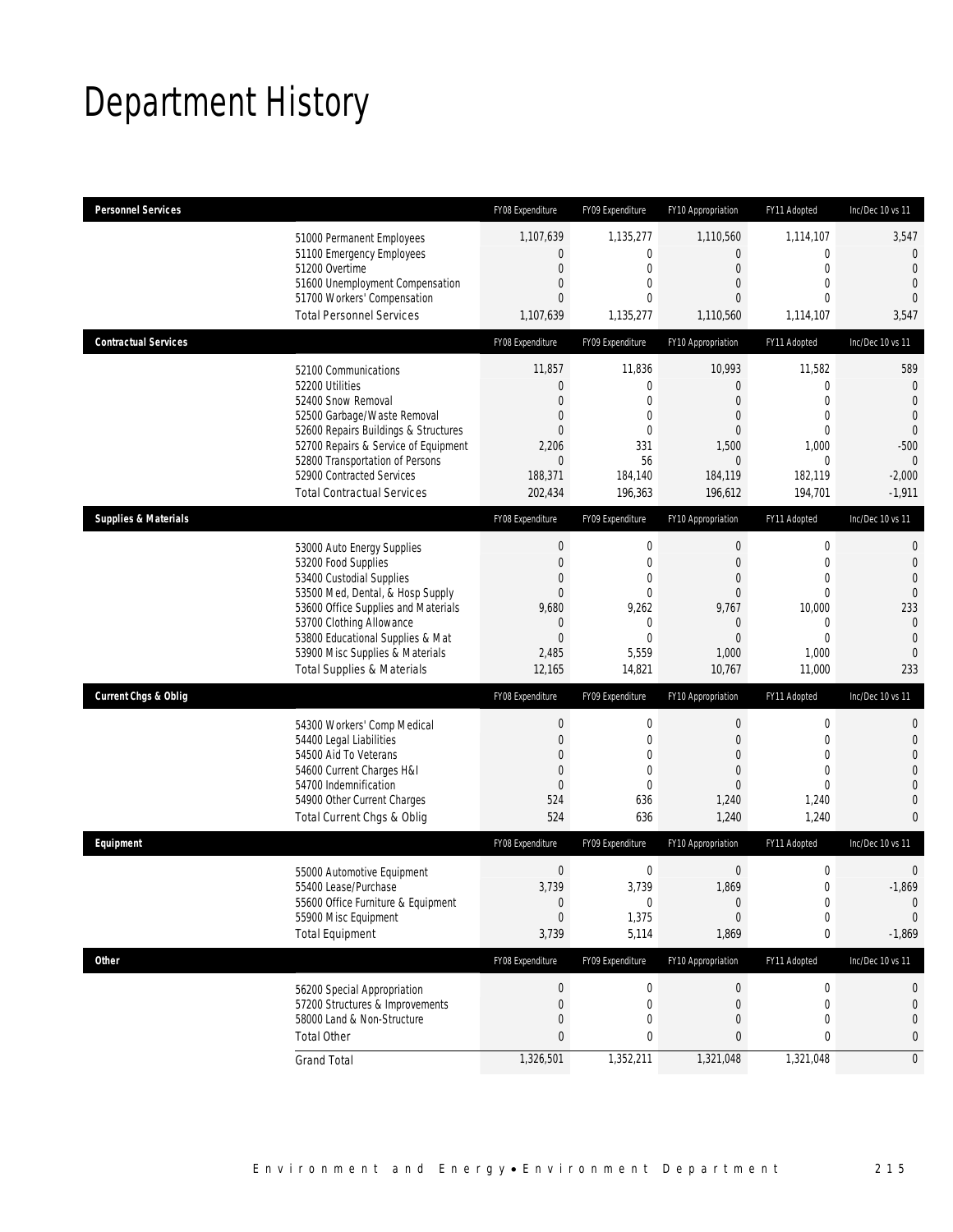# Department History

| Personnel Services | FY08 Expenditure | FY09 Expenditure | FY10 Appropriation | FY11 Adopted | Inc/Dec 10 vs 11 |
|---|---|---|---|---|---|
| 51000 Permanent Employees | 1,107,639 | 1,135,277 | 1,110,560 | 1,114,107 | 3,547 |
| 51100 Emergency Employees | 0 | 0 | 0 | 0 | 0 |
| 51200 Overtime | 0 | 0 | 0 | 0 | 0 |
| 51600 Unemployment Compensation | 0 | 0 | 0 | 0 | 0 |
| 51700 Workers' Compensation | 0 | 0 | 0 | 0 | 0 |
| Total Personnel Services | 1,107,639 | 1,135,277 | 1,110,560 | 1,114,107 | 3,547 |

| Contractual Services | FY08 Expenditure | FY09 Expenditure | FY10 Appropriation | FY11 Adopted | Inc/Dec 10 vs 11 |
|---|---|---|---|---|---|
| 52100 Communications | 11,857 | 11,836 | 10,993 | 11,582 | 589 |
| 52200 Utilities | 0 | 0 | 0 | 0 | 0 |
| 52400 Snow Removal | 0 | 0 | 0 | 0 | 0 |
| 52500 Garbage/Waste Removal | 0 | 0 | 0 | 0 | 0 |
| 52600 Repairs Buildings & Structures | 0 | 0 | 0 | 0 | 0 |
| 52700 Repairs & Service of Equipment | 2,206 | 331 | 1,500 | 1,000 | -500 |
| 52800 Transportation of Persons | 0 | 56 | 0 | 0 | 0 |
| 52900 Contracted Services | 188,371 | 184,140 | 184,119 | 182,119 | -2,000 |
| Total Contractual Services | 202,434 | 196,363 | 196,612 | 194,701 | -1,911 |

| Supplies & Materials | FY08 Expenditure | FY09 Expenditure | FY10 Appropriation | FY11 Adopted | Inc/Dec 10 vs 11 |
|---|---|---|---|---|---|
| 53000 Auto Energy Supplies | 0 | 0 | 0 | 0 | 0 |
| 53200 Food Supplies | 0 | 0 | 0 | 0 | 0 |
| 53400 Custodial Supplies | 0 | 0 | 0 | 0 | 0 |
| 53500 Med, Dental, & Hosp Supply | 0 | 0 | 0 | 0 | 0 |
| 53600 Office Supplies and Materials | 9,680 | 9,262 | 9,767 | 10,000 | 233 |
| 53700 Clothing Allowance | 0 | 0 | 0 | 0 | 0 |
| 53800 Educational Supplies & Mat | 0 | 0 | 0 | 0 | 0 |
| 53900 Misc Supplies & Materials | 2,485 | 5,559 | 1,000 | 1,000 | 0 |
| Total Supplies & Materials | 12,165 | 14,821 | 10,767 | 11,000 | 233 |

| Current Chgs & Oblig | FY08 Expenditure | FY09 Expenditure | FY10 Appropriation | FY11 Adopted | Inc/Dec 10 vs 11 |
|---|---|---|---|---|---|
| 54300 Workers' Comp Medical | 0 | 0 | 0 | 0 | 0 |
| 54400 Legal Liabilities | 0 | 0 | 0 | 0 | 0 |
| 54500 Aid To Veterans | 0 | 0 | 0 | 0 | 0 |
| 54600 Current Charges H&I | 0 | 0 | 0 | 0 | 0 |
| 54700 Indemnification | 0 | 0 | 0 | 0 | 0 |
| 54900 Other Current Charges | 524 | 636 | 1,240 | 1,240 | 0 |
| Total Current Chgs & Oblig | 524 | 636 | 1,240 | 1,240 | 0 |

| Equipment | FY08 Expenditure | FY09 Expenditure | FY10 Appropriation | FY11 Adopted | Inc/Dec 10 vs 11 |
|---|---|---|---|---|---|
| 55000 Automotive Equipment | 0 | 0 | 0 | 0 | 0 |
| 55400 Lease/Purchase | 3,739 | 3,739 | 1,869 | 0 | -1,869 |
| 55600 Office Furniture & Equipment | 0 | 0 | 0 | 0 | 0 |
| 55900 Misc Equipment | 0 | 1,375 | 0 | 0 | 0 |
| Total Equipment | 3,739 | 5,114 | 1,869 | 0 | -1,869 |

| Other | FY08 Expenditure | FY09 Expenditure | FY10 Appropriation | FY11 Adopted | Inc/Dec 10 vs 11 |
|---|---|---|---|---|---|
| 56200 Special Appropriation | 0 | 0 | 0 | 0 | 0 |
| 57200 Structures & Improvements | 0 | 0 | 0 | 0 | 0 |
| 58000 Land & Non-Structure | 0 | 0 | 0 | 0 | 0 |
| Total Other | 0 | 0 | 0 | 0 | 0 |
| Grand Total | 1,326,501 | 1,352,211 | 1,321,048 | 1,321,048 | 0 |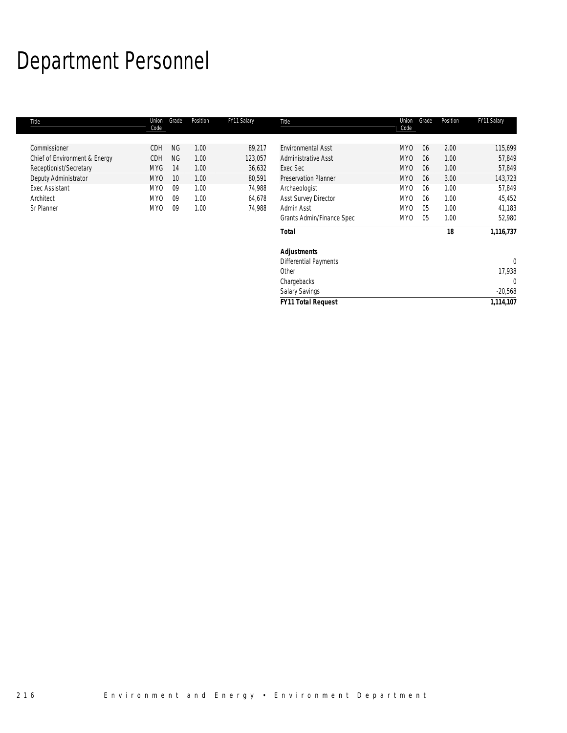# Department Personnel

| Title | Union Code | Grade | Position | FY11 Salary |
|---|---|---|---|---|
| Commissioner | CDH | NG | 1.00 | 89,217 |
| Chief of Environment & Energy | CDH | NG | 1.00 | 123,057 |
| Receptionist/Secretary | MYG | 14 | 1.00 | 36,632 |
| Deputy Administrator | MYO | 10 | 1.00 | 80,591 |
| Exec Assistant | MYO | 09 | 1.00 | 74,988 |
| Architect | MYO | 09 | 1.00 | 64,678 |
| Sr Planner | MYO | 09 | 1.00 | 74,988 |
| Environmental Asst | MYO | 06 | 2.00 | 115,699 |
| Administrative Asst | MYO | 06 | 1.00 | 57,849 |
| Exec Sec | MYO | 06 | 1.00 | 57,849 |
| Preservation Planner | MYO | 06 | 3.00 | 143,723 |
| Archaeologist | MYO | 06 | 1.00 | 57,849 |
| Asst Survey Director | MYO | 06 | 1.00 | 45,452 |
| Admin Asst | MYO | 05 | 1.00 | 41,183 |
| Grants Admin/Finance Spec | MYO | 05 | 1.00 | 52,980 |
| **Total** | | | **18** | **1,116,737** |
| ***Adjustments*** | | | | |
| Differential Payments | | | | 0 |
| Other | | | | 17,938 |
| Chargebacks | | | | 0 |
| Salary Savings | | | | -20,568 |
| ***FY11 Total Request*** | | | | ***1,114,107*** |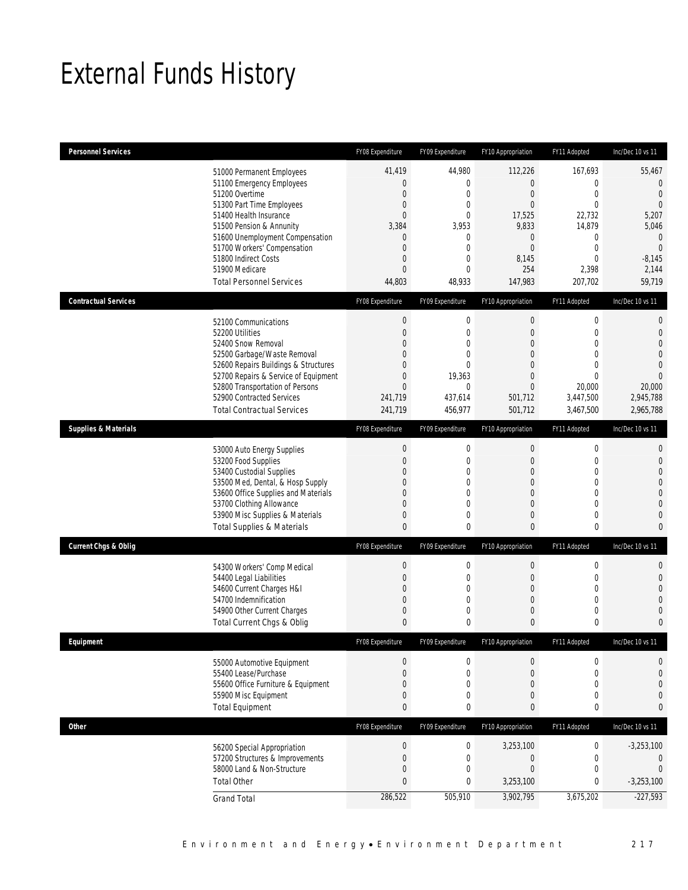# External Funds History

| Personnel Services | FY08 Expenditure | FY09 Expenditure | FY10 Appropriation | FY11 Adopted | Inc/Dec 10 vs 11 |
|---|---|---|---|---|---|
| 51000 Permanent Employees | 41,419 | 44,980 | 112,226 | 167,693 | 55,467 |
| 51100 Emergency Employees | 0 | 0 | 0 | 0 | 0 |
| 51200 Overtime | 0 | 0 | 0 | 0 | 0 |
| 51300 Part Time Employees | 0 | 0 | 0 | 0 | 0 |
| 51400 Health Insurance | 0 | 0 | 17,525 | 22,732 | 5,207 |
| 51500 Pension & Annunity | 3,384 | 3,953 | 9,833 | 14,879 | 5,046 |
| 51600 Unemployment Compensation | 0 | 0 | 0 | 0 | 0 |
| 51700 Workers' Compensation | 0 | 0 | 0 | 0 | 0 |
| 51800 Indirect Costs | 0 | 0 | 8,145 | 0 | -8,145 |
| 51900 Medicare | 0 | 0 | 254 | 2,398 | 2,144 |
| Total Personnel Services | 44,803 | 48,933 | 147,983 | 207,702 | 59,719 |

| Contractual Services | FY08 Expenditure | FY09 Expenditure | FY10 Appropriation | FY11 Adopted | Inc/Dec 10 vs 11 |
|---|---|---|---|---|---|
| 52100 Communications | 0 | 0 | 0 | 0 | 0 |
| 52200 Utilities | 0 | 0 | 0 | 0 | 0 |
| 52400 Snow Removal | 0 | 0 | 0 | 0 | 0 |
| 52500 Garbage/Waste Removal | 0 | 0 | 0 | 0 | 0 |
| 52600 Repairs Buildings & Structures | 0 | 0 | 0 | 0 | 0 |
| 52700 Repairs & Service of Equipment | 0 | 19,363 | 0 | 0 | 0 |
| 52800 Transportation of Persons | 0 | 0 | 0 | 20,000 | 20,000 |
| 52900 Contracted Services | 241,719 | 437,614 | 501,712 | 3,447,500 | 2,945,788 |
| Total Contractual Services | 241,719 | 456,977 | 501,712 | 3,467,500 | 2,965,788 |

| Supplies & Materials | FY08 Expenditure | FY09 Expenditure | FY10 Appropriation | FY11 Adopted | Inc/Dec 10 vs 11 |
|---|---|---|---|---|---|
| 53000 Auto Energy Supplies | 0 | 0 | 0 | 0 | 0 |
| 53200 Food Supplies | 0 | 0 | 0 | 0 | 0 |
| 53400 Custodial Supplies | 0 | 0 | 0 | 0 | 0 |
| 53500 Med, Dental, & Hosp Supply | 0 | 0 | 0 | 0 | 0 |
| 53600 Office Supplies and Materials | 0 | 0 | 0 | 0 | 0 |
| 53700 Clothing Allowance | 0 | 0 | 0 | 0 | 0 |
| 53900 Misc Supplies & Materials | 0 | 0 | 0 | 0 | 0 |
| Total Supplies & Materials | 0 | 0 | 0 | 0 | 0 |

| Current Chgs & Oblig | FY08 Expenditure | FY09 Expenditure | FY10 Appropriation | FY11 Adopted | Inc/Dec 10 vs 11 |
|---|---|---|---|---|---|
| 54300 Workers' Comp Medical | 0 | 0 | 0 | 0 | 0 |
| 54400 Legal Liabilities | 0 | 0 | 0 | 0 | 0 |
| 54600 Current Charges H&I | 0 | 0 | 0 | 0 | 0 |
| 54700 Indemnification | 0 | 0 | 0 | 0 | 0 |
| 54900 Other Current Charges | 0 | 0 | 0 | 0 | 0 |
| Total Current Chgs & Oblig | 0 | 0 | 0 | 0 | 0 |

| Equipment | FY08 Expenditure | FY09 Expenditure | FY10 Appropriation | FY11 Adopted | Inc/Dec 10 vs 11 |
|---|---|---|---|---|---|
| 55000 Automotive Equipment | 0 | 0 | 0 | 0 | 0 |
| 55400 Lease/Purchase | 0 | 0 | 0 | 0 | 0 |
| 55600 Office Furniture & Equipment | 0 | 0 | 0 | 0 | 0 |
| 55900 Misc Equipment | 0 | 0 | 0 | 0 | 0 |
| Total Equipment | 0 | 0 | 0 | 0 | 0 |

| Other | FY08 Expenditure | FY09 Expenditure | FY10 Appropriation | FY11 Adopted | Inc/Dec 10 vs 11 |
|---|---|---|---|---|---|
| 56200 Special Appropriation | 0 | 0 | 3,253,100 | 0 | -3,253,100 |
| 57200 Structures & Improvements | 0 | 0 | 0 | 0 | 0 |
| 58000 Land & Non-Structure | 0 | 0 | 0 | 0 | 0 |
| Total Other | 0 | 0 | 3,253,100 | 0 | -3,253,100 |
| Grand Total | 286,522 | 505,910 | 3,902,795 | 3,675,202 | -227,593 |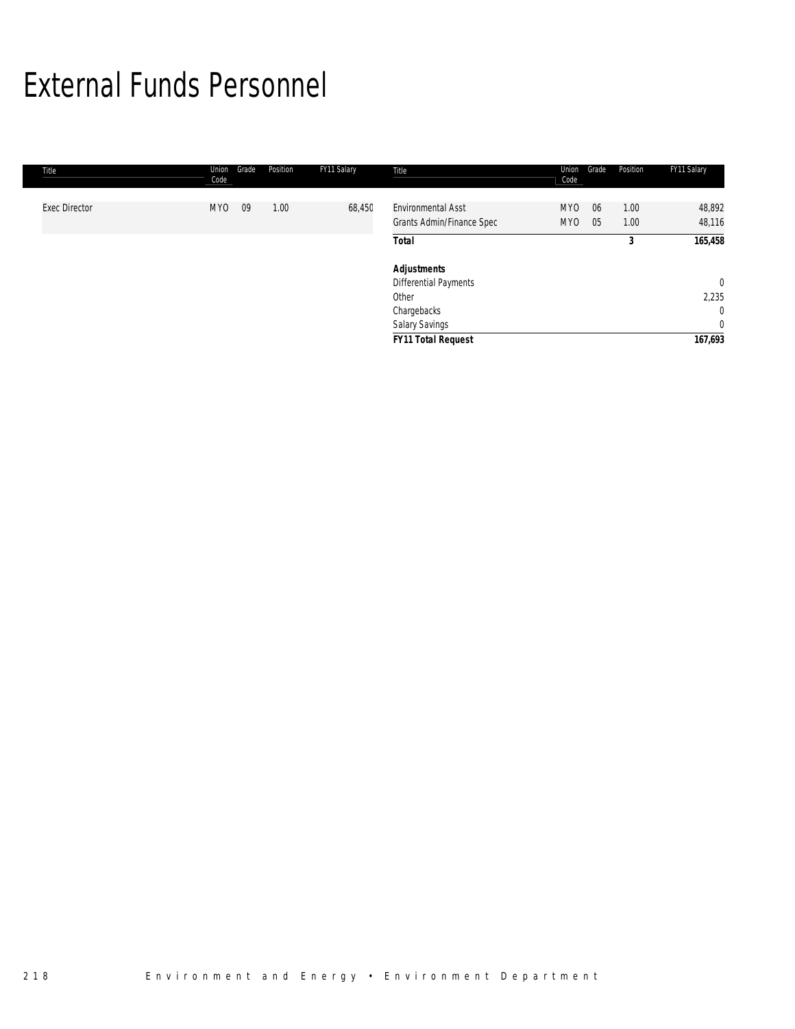# External Funds Personnel

| Title | Union Code | Grade | Position | FY11 Salary |
|---|---|---|---|---|
| Exec Director | MYO | 09 | 1.00 | 68,450 |
| Environmental Asst | MYO | 06 | 1.00 | 48,892 |
| Grants Admin/Finance Spec | MYO | 05 | 1.00 | 48,116 |
| **Total** | | | **3** | **165,458** |
| **Adjustments** | | | | |
| Differential Payments | | | | 0 |
| Other | | | | 2,235 |
| Chargebacks | | | | 0 |
| Salary Savings | | | | 0 |
| **FY11 Total Request** | | | | **167,693** |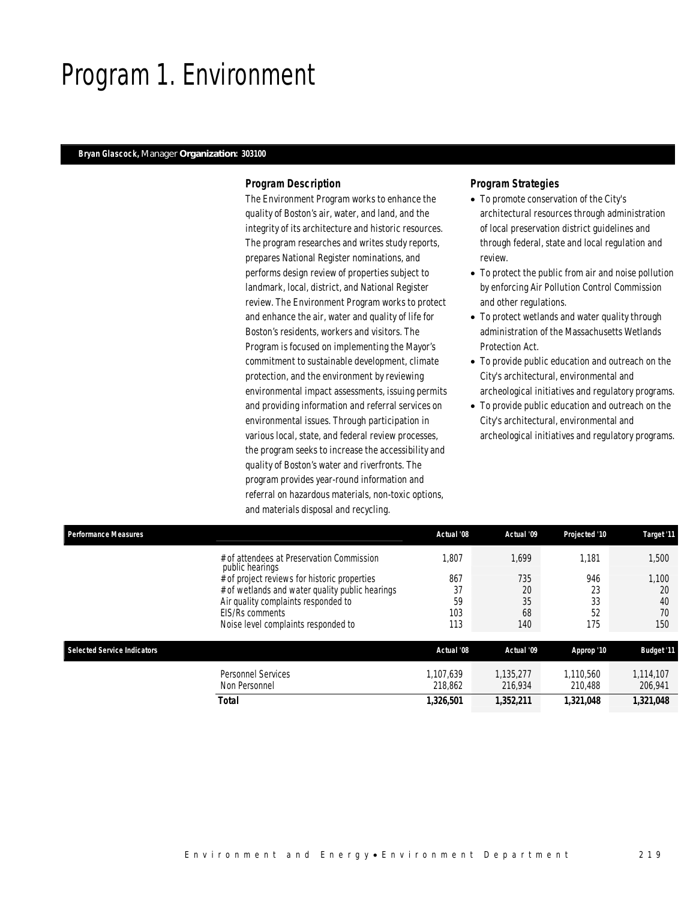# Program 1. Environment

**Bryan Glascock,** Manager **Organization: 303100**

### Program Description

The Environment Program works to enhance the quality of Boston's air, water, and land, and the integrity of its architecture and historic resources. The program researches and writes study reports, prepares National Register nominations, and performs design review of properties subject to landmark, local, district, and National Register review. The Environment Program works to protect and enhance the air, water and quality of life for Boston's residents, workers and visitors. The Program is focused on implementing the Mayor's commitment to sustainable development, climate protection, and the environment by reviewing environmental impact assessments, issuing permits and providing information and referral services on environmental issues. Through participation in various local, state, and federal review processes, the program seeks to increase the accessibility and quality of Boston's water and riverfronts. The program provides year-round information and referral on hazardous materials, non-toxic options, and materials disposal and recycling.

### Program Strategies

- To promote conservation of the City's architectural resources through administration of local preservation district guidelines and through federal, state and local regulation and review.
- To protect the public from air and noise pollution by enforcing Air Pollution Control Commission and other regulations.
- To protect wetlands and water quality through administration of the Massachusetts Wetlands Protection Act.
- To provide public education and outreach on the City's architectural, environmental and archeological initiatives and regulatory programs.
- To provide public education and outreach on the City's architectural, environmental and archeological initiatives and regulatory programs.

| Performance Measures | Actual '08 | Actual '09 | Projected '10 | Target '11 |
|---|---|---|---|---|
| # of attendees at Preservation Commission public hearings | 1,807 | 1,699 | 1,181 | 1,500 |
| # of project reviews for historic properties | 867 | 735 | 946 | 1,100 |
| # of wetlands and water quality public hearings | 37 | 20 | 23 | 20 |
| Air quality complaints responded to | 59 | 35 | 33 | 40 |
| EIS/Rs comments | 103 | 68 | 52 | 70 |
| Noise level complaints responded to | 113 | 140 | 175 | 150 |

| Selected Service Indicators | Actual '08 | Actual '09 | Approp '10 | Budget '11 |
|---|---|---|---|---|
| Personnel Services | 1,107,639 | 1,135,277 | 1,110,560 | 1,114,107 |
| Non Personnel | 218,862 | 216,934 | 210,488 | 206,941 |
| **Total** | **1,326,501** | **1,352,211** | **1,321,048** | **1,321,048** |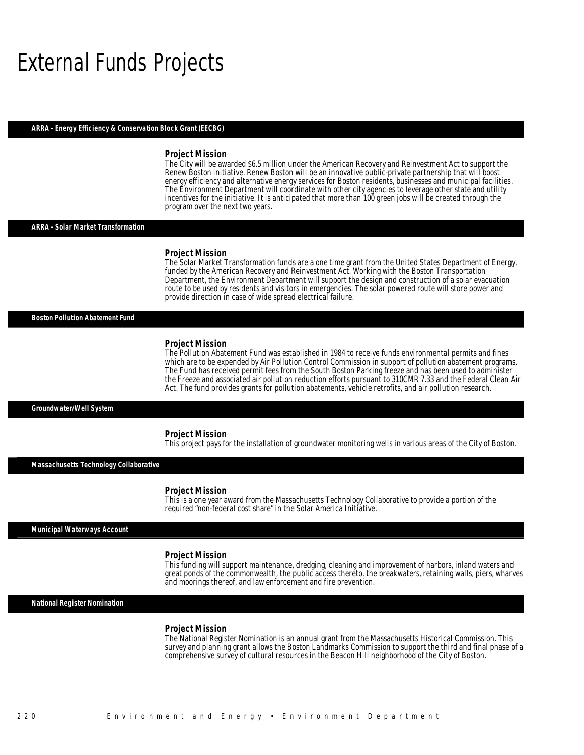# External Funds Projects

### ARRA - Energy Efficiency & Conservation Block Grant (EECBG)

**Project Mission**

The City will be awarded $6.5 million under the American Recovery and Reinvestment Act to support the Renew Boston initiative. Renew Boston will be an innovative public-private partnership that will boost energy efficiency and alternative energy services for Boston residents, businesses and municipal facilities. The Environment Department will coordinate with other city agencies to leverage other state and utility incentives for the initiative. It is anticipated that more than 100 green jobs will be created through the program over the next two years.

### ARRA - Solar Market Transformation

**Project Mission**

The Solar Market Transformation funds are a one time grant from the United States Department of Energy, funded by the American Recovery and Reinvestment Act. Working with the Boston Transportation Department, the Environment Department will support the design and construction of a solar evacuation route to be used by residents and visitors in emergencies. The solar powered route will store power and provide direction in case of wide spread electrical failure.

### Boston Pollution Abatement Fund

**Project Mission**

The Pollution Abatement Fund was established in 1984 to receive funds environmental permits and fines which are to be expended by Air Pollution Control Commission in support of pollution abatement programs. The Fund has received permit fees from the South Boston Parking freeze and has been used to administer the Freeze and associated air pollution reduction efforts pursuant to 310CMR 7.33 and the Federal Clean Air Act. The fund provides grants for pollution abatements, vehicle retrofits, and air pollution research.

### Groundwater/Well System

**Project Mission**

This project pays for the installation of groundwater monitoring wells in various areas of the City of Boston.

### Massachusetts Technology Collaborative

**Project Mission**

This is a one year award from the Massachusetts Technology Collaborative to provide a portion of the required "non-federal cost share" in the Solar America Initiative.

### Municipal Waterways Account

**Project Mission**

This funding will support maintenance, dredging, cleaning and improvement of harbors, inland waters and great ponds of the commonwealth, the public access thereto, the breakwaters, retaining walls, piers, wharves and moorings thereof, and law enforcement and fire prevention.

### National Register Nomination

**Project Mission**

The National Register Nomination is an annual grant from the Massachusetts Historical Commission. This survey and planning grant allows the Boston Landmarks Commission to support the third and final phase of a comprehensive survey of cultural resources in the Beacon Hill neighborhood of the City of Boston.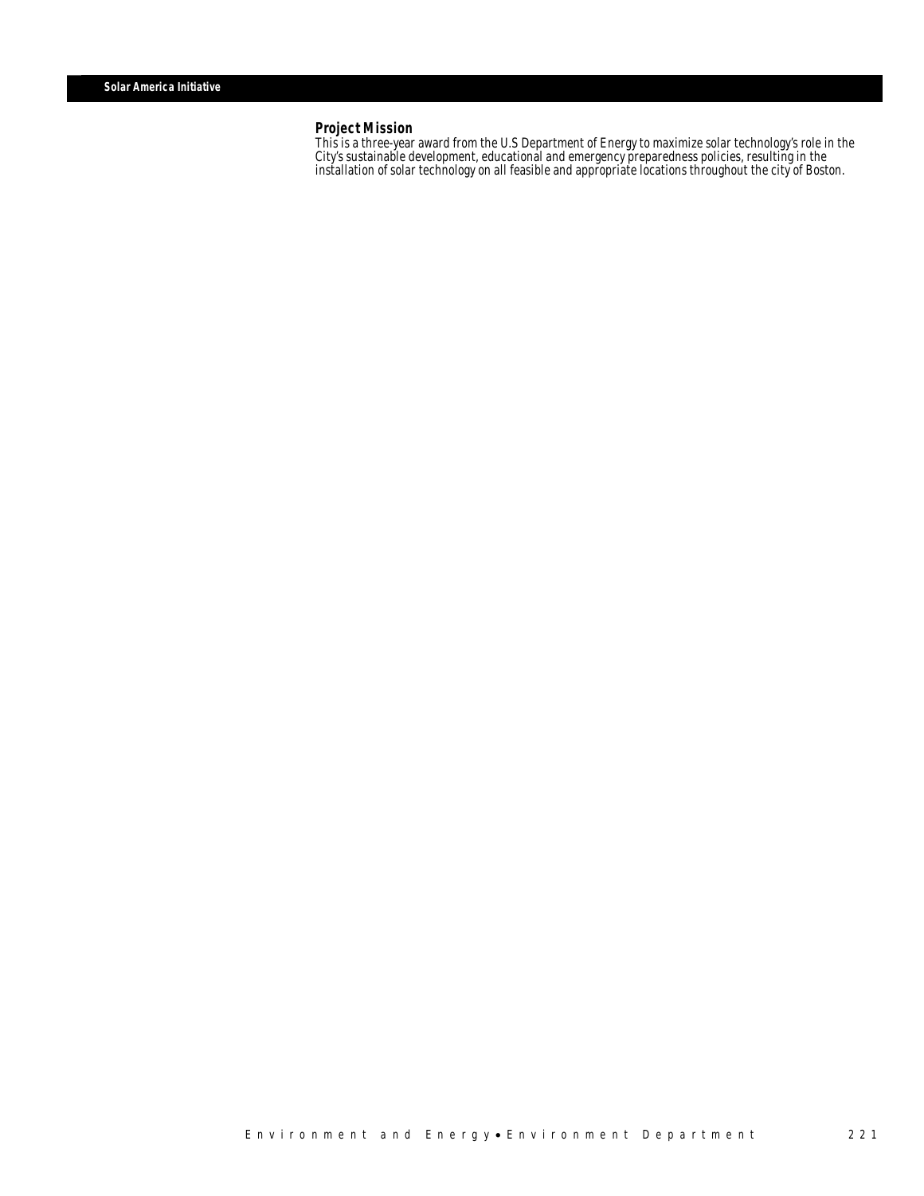## Solar America Initiative

### Project Mission

This is a three-year award from the U.S Department of Energy to maximize solar technology's role in the City's sustainable development, educational and emergency preparedness policies, resulting in the installation of solar technology on all feasible and appropriate locations throughout the city of Boston.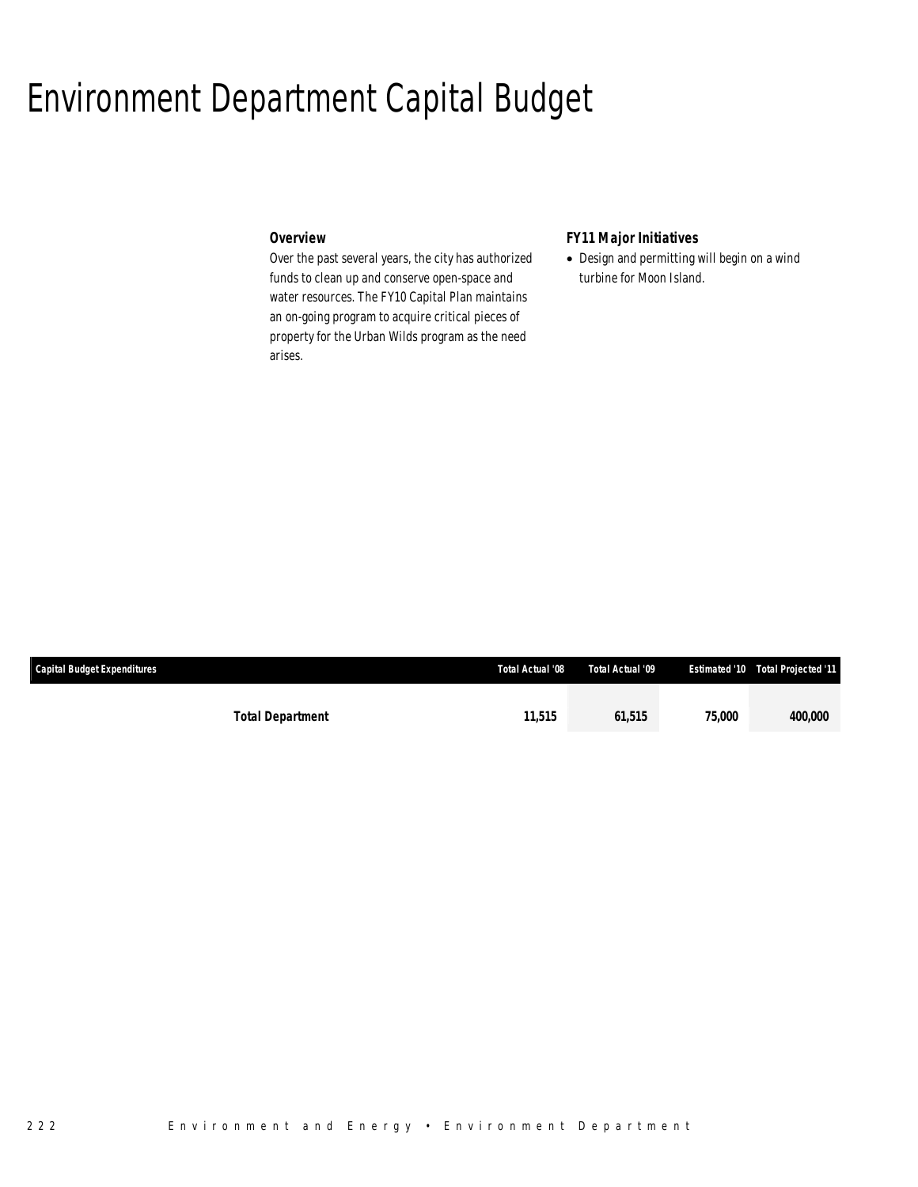# Environment Department Capital Budget

### Overview

Over the past several years, the city has authorized funds to clean up and conserve open-space and water resources. The FY10 Capital Plan maintains an on-going program to acquire critical pieces of property for the Urban Wilds program as the need arises.

### FY11 Major Initiatives

- Design and permitting will begin on a wind turbine for Moon Island.

| Capital Budget Expenditures | Total Actual '08 | Total Actual '09 | Estimated '10 | Total Projected '11 |
|---|---|---|---|---|
| **Total Department** | **11,515** | **61,515** | **75,000** | **400,000** |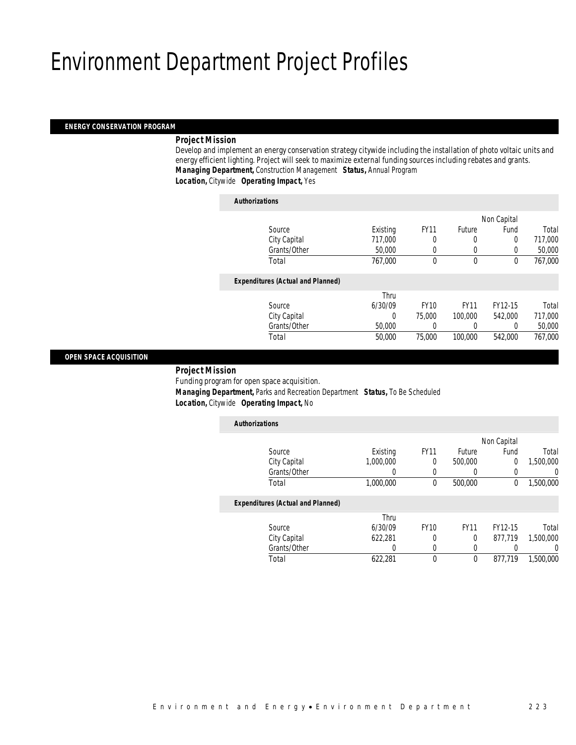# Environment Department Project Profiles

## ENERGY CONSERVATION PROGRAM

***Project Mission***

Develop and implement an energy conservation strategy citywide including the installation of photo voltaic units and energy efficient lighting. Project will seek to maximize external funding sources including rebates and grants.

***Managing Department,*** Construction Management ***Status,*** Annual Program

***Location,*** Citywide ***Operating Impact,*** Yes

***Authorizations***

| Source | Existing | FY11 | Future | Non Capital Fund | Total |
|---|---|---|---|---|---|
| City Capital | 717,000 | 0 | 0 | 0 | 717,000 |
| Grants/Other | 50,000 | 0 | 0 | 0 | 50,000 |
| Total | 767,000 | 0 | 0 | 0 | 767,000 |

***Expenditures (Actual and Planned)***

| Source | Thru 6/30/09 | FY10 | FY11 | FY12-15 | Total |
|---|---|---|---|---|---|
| City Capital | 0 | 75,000 | 100,000 | 542,000 | 717,000 |
| Grants/Other | 50,000 | 0 | 0 | 0 | 50,000 |
| Total | 50,000 | 75,000 | 100,000 | 542,000 | 767,000 |

## OPEN SPACE ACQUISITION

***Project Mission***

Funding program for open space acquisition.

***Managing Department,*** Parks and Recreation Department ***Status,*** To Be Scheduled

***Location,*** Citywide ***Operating Impact,*** No

***Authorizations***

| Source | Existing | FY11 | Future | Non Capital Fund | Total |
|---|---|---|---|---|---|
| City Capital | 1,000,000 | 0 | 500,000 | 0 | 1,500,000 |
| Grants/Other | 0 | 0 | 0 | 0 | 0 |
| Total | 1,000,000 | 0 | 500,000 | 0 | 1,500,000 |

***Expenditures (Actual and Planned)***

| Source | Thru 6/30/09 | FY10 | FY11 | FY12-15 | Total |
|---|---|---|---|---|---|
| City Capital | 622,281 | 0 | 0 | 877,719 | 1,500,000 |
| Grants/Other | 0 | 0 | 0 | 0 | 0 |
| Total | 622,281 | 0 | 0 | 877,719 | 1,500,000 |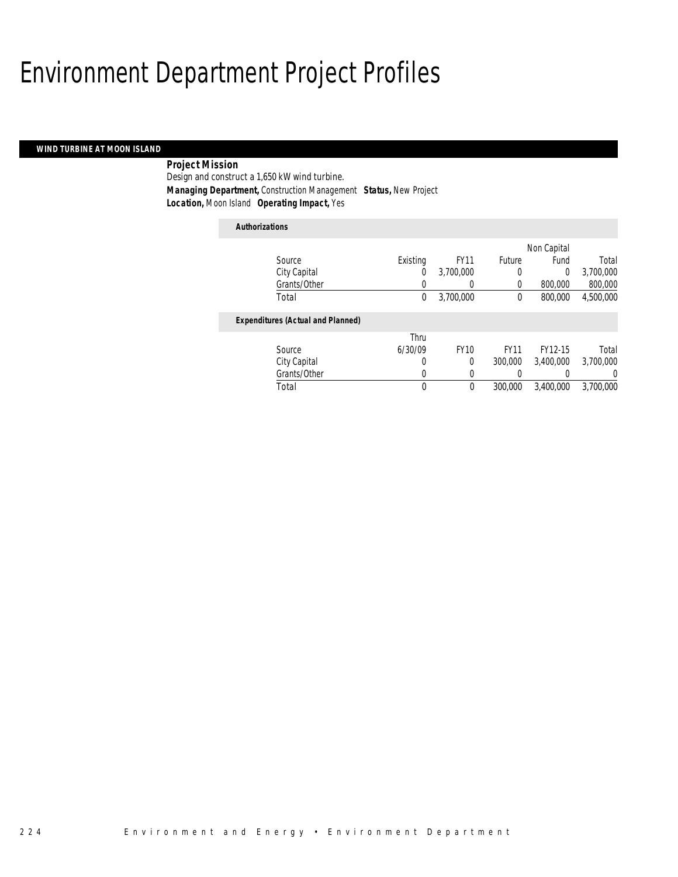# Environment Department Project Profiles

## WIND TURBINE AT MOON ISLAND

**Project Mission**

Design and construct a 1,650 kW wind turbine.

***Managing Department,*** Construction Management ***Status,*** New Project

***Location,*** Moon Island ***Operating Impact,*** Yes

***Authorizations***

| Source | Existing | FY11 | Future | Non Capital Fund | Total |
|---|---|---|---|---|---|
| City Capital | 0 | 3,700,000 | 0 | 0 | 3,700,000 |
| Grants/Other | 0 | 0 | 0 | 800,000 | 800,000 |
| Total | 0 | 3,700,000 | 0 | 800,000 | 4,500,000 |

***Expenditures (Actual and Planned)***

| Source | Thru 6/30/09 | FY10 | FY11 | FY12-15 | Total |
|---|---|---|---|---|---|
| City Capital | 0 | 0 | 300,000 | 3,400,000 | 3,700,000 |
| Grants/Other | 0 | 0 | 0 | 0 | 0 |
| Total | 0 | 0 | 300,000 | 3,400,000 | 3,700,000 |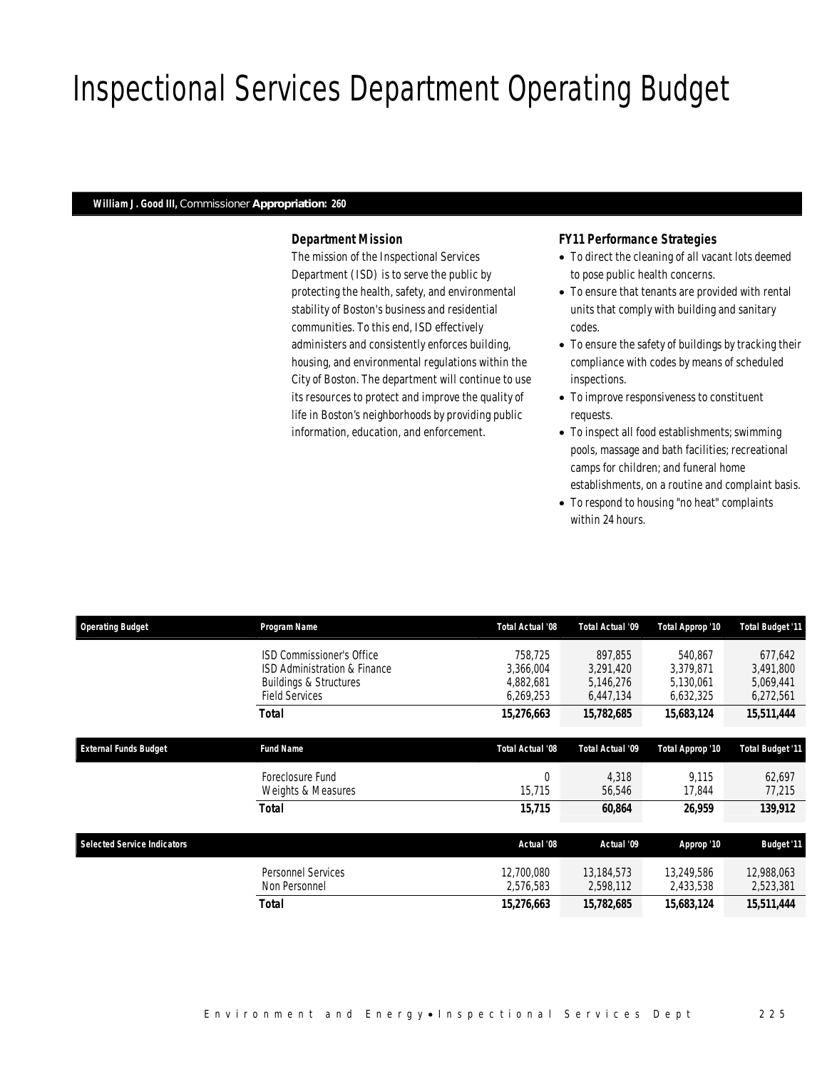# Inspectional Services Department Operating Budget

**William J. Good III,** Commissioner **Appropriation: 260**

### *Department Mission*

The mission of the Inspectional Services Department (ISD) is to serve the public by protecting the health, safety, and environmental stability of Boston's business and residential communities. To this end, ISD effectively administers and consistently enforces building, housing, and environmental regulations within the City of Boston. The department will continue to use its resources to protect and improve the quality of life in Boston's neighborhoods by providing public information, education, and enforcement.

### *FY11 Performance Strategies*

- To direct the cleaning of all vacant lots deemed to pose public health concerns.
- To ensure that tenants are provided with rental units that comply with building and sanitary codes.
- To ensure the safety of buildings by tracking their compliance with codes by means of scheduled inspections.
- To improve responsiveness to constituent requests.
- To inspect all food establishments; swimming pools, massage and bath facilities; recreational camps for children; and funeral home establishments, on a routine and complaint basis.
- To respond to housing "no heat" complaints within 24 hours.

| Operating Budget | Program Name | Total Actual '08 | Total Actual '09 | Total Approp '10 | Total Budget '11 |
|---|---|---|---|---|---|
| | ISD Commissioner's Office | 758,725 | 897,855 | 540,867 | 677,642 |
| | ISD Administration & Finance | 3,366,004 | 3,291,420 | 3,379,871 | 3,491,800 |
| | Buildings & Structures | 4,882,681 | 5,146,276 | 5,130,061 | 5,069,441 |
| | Field Services | 6,269,253 | 6,447,134 | 6,632,325 | 6,272,561 |
| | **Total** | **15,276,663** | **15,782,685** | **15,683,124** | **15,511,444** |

| External Funds Budget | Fund Name | Total Actual '08 | Total Actual '09 | Total Approp '10 | Total Budget '11 |
|---|---|---|---|---|---|
| | Foreclosure Fund | 0 | 4,318 | 9,115 | 62,697 |
| | Weights & Measures | 15,715 | 56,546 | 17,844 | 77,215 |
| | **Total** | **15,715** | **60,864** | **26,959** | **139,912** |

| Selected Service Indicators | | Actual '08 | Actual '09 | Approp '10 | Budget '11 |
|---|---|---|---|---|---|
| | Personnel Services | 12,700,080 | 13,184,573 | 13,249,586 | 12,988,063 |
| | Non Personnel | 2,576,583 | 2,598,112 | 2,433,538 | 2,523,381 |
| | **Total** | **15,276,663** | **15,782,685** | **15,683,124** | **15,511,444** |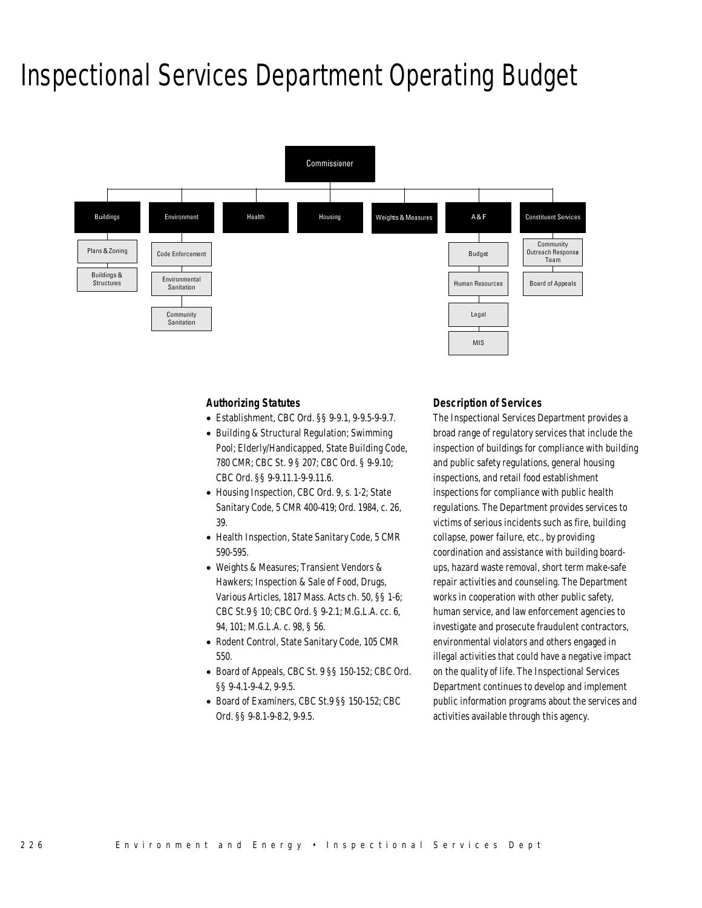# Inspectional Services Department Operating Budget

- Commissioner
  - Buildings
    - Plans & Zoning
    - Buildings & Structures
  - Environment
    - Code Enforcement
    - Environmental Sanitation
    - Community Sanitation
  - Health
  - Housing
  - Weights & Measures
  - A & F
    - Budget
    - Human Resources
    - Legal
    - MIS
  - Constituent Services
    - Community Outreach Response Team
    - Board of Appeals

### Authorizing Statutes

- Establishment, CBC Ord. §§ 9-9.1, 9-9.5-9-9.7.
- Building & Structural Regulation; Swimming Pool; Elderly/Handicapped, State Building Code, 780 CMR; CBC St. 9 § 207; CBC Ord. § 9-9.10; CBC Ord. §§ 9-9.11.1-9-9.11.6.
- Housing Inspection, CBC Ord. 9, s. 1-2; State Sanitary Code, 5 CMR 400-419; Ord. 1984, c. 26, 39.
- Health Inspection, State Sanitary Code, 5 CMR 590-595.
- Weights & Measures; Transient Vendors & Hawkers; Inspection & Sale of Food, Drugs, Various Articles, 1817 Mass. Acts ch. 50, §§ 1-6; CBC St.9 § 10; CBC Ord. § 9-2.1; M.G.L.A. cc. 6, 94, 101; M.G.L.A. c. 98, § 56.
- Rodent Control, State Sanitary Code, 105 CMR 550.
- Board of Appeals, CBC St. 9 §§ 150-152; CBC Ord. §§ 9-4.1-9-4.2, 9-9.5.
- Board of Examiners, CBC St.9 §§ 150-152; CBC Ord. §§ 9-8.1-9-8.2, 9-9.5.

### Description of Services

The Inspectional Services Department provides a broad range of regulatory services that include the inspection of buildings for compliance with building and public safety regulations, general housing inspections, and retail food establishment inspections for compliance with public health regulations. The Department provides services to victims of serious incidents such as fire, building collapse, power failure, etc., by providing coordination and assistance with building board-ups, hazard waste removal, short term make-safe repair activities and counseling. The Department works in cooperation with other public safety, human service, and law enforcement agencies to investigate and prosecute fraudulent contractors, environmental violators and others engaged in illegal activities that could have a negative impact on the quality of life. The Inspectional Services Department continues to develop and implement public information programs about the services and activities available through this agency.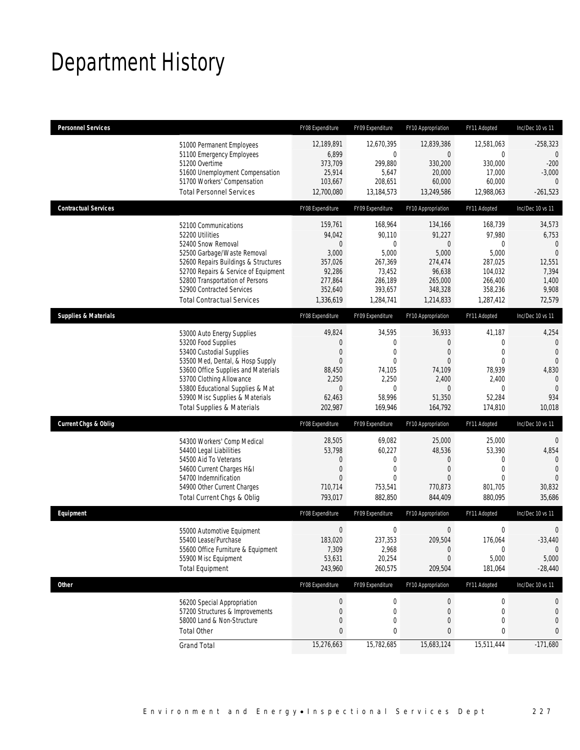# Department History

| Personnel Services | FY08 Expenditure | FY09 Expenditure | FY10 Appropriation | FY11 Adopted | Inc/Dec 10 vs 11 |
|---|---|---|---|---|---|
| 51000 Permanent Employees | 12,189,891 | 12,670,395 | 12,839,386 | 12,581,063 | -258,323 |
| 51100 Emergency Employees | 6,899 | 0 | 0 | 0 | 0 |
| 51200 Overtime | 373,709 | 299,880 | 330,200 | 330,000 | -200 |
| 51600 Unemployment Compensation | 25,914 | 5,647 | 20,000 | 17,000 | -3,000 |
| 51700 Workers' Compensation | 103,667 | 208,651 | 60,000 | 60,000 | 0 |
| Total Personnel Services | 12,700,080 | 13,184,573 | 13,249,586 | 12,988,063 | -261,523 |
| **Contractual Services** | **FY08 Expenditure** | **FY09 Expenditure** | **FY10 Appropriation** | **FY11 Adopted** | **Inc/Dec 10 vs 11** |
| 52100 Communications | 159,761 | 168,964 | 134,166 | 168,739 | 34,573 |
| 52200 Utilities | 94,042 | 90,110 | 91,227 | 97,980 | 6,753 |
| 52400 Snow Removal | 0 | 0 | 0 | 0 | 0 |
| 52500 Garbage/Waste Removal | 3,000 | 5,000 | 5,000 | 5,000 | 0 |
| 52600 Repairs Buildings & Structures | 357,026 | 267,369 | 274,474 | 287,025 | 12,551 |
| 52700 Repairs & Service of Equipment | 92,286 | 73,452 | 96,638 | 104,032 | 7,394 |
| 52800 Transportation of Persons | 277,864 | 286,189 | 265,000 | 266,400 | 1,400 |
| 52900 Contracted Services | 352,640 | 393,657 | 348,328 | 358,236 | 9,908 |
| Total Contractual Services | 1,336,619 | 1,284,741 | 1,214,833 | 1,287,412 | 72,579 |
| **Supplies & Materials** | **FY08 Expenditure** | **FY09 Expenditure** | **FY10 Appropriation** | **FY11 Adopted** | **Inc/Dec 10 vs 11** |
| 53000 Auto Energy Supplies | 49,824 | 34,595 | 36,933 | 41,187 | 4,254 |
| 53200 Food Supplies | 0 | 0 | 0 | 0 | 0 |
| 53400 Custodial Supplies | 0 | 0 | 0 | 0 | 0 |
| 53500 Med, Dental, & Hosp Supply | 0 | 0 | 0 | 0 | 0 |
| 53600 Office Supplies and Materials | 88,450 | 74,105 | 74,109 | 78,939 | 4,830 |
| 53700 Clothing Allowance | 2,250 | 2,250 | 2,400 | 2,400 | 0 |
| 53800 Educational Supplies & Mat | 0 | 0 | 0 | 0 | 0 |
| 53900 Misc Supplies & Materials | 62,463 | 58,996 | 51,350 | 52,284 | 934 |
| Total Supplies & Materials | 202,987 | 169,946 | 164,792 | 174,810 | 10,018 |
| **Current Chgs & Oblig** | **FY08 Expenditure** | **FY09 Expenditure** | **FY10 Appropriation** | **FY11 Adopted** | **Inc/Dec 10 vs 11** |
| 54300 Workers' Comp Medical | 28,505 | 69,082 | 25,000 | 25,000 | 0 |
| 54400 Legal Liabilities | 53,798 | 60,227 | 48,536 | 53,390 | 4,854 |
| 54500 Aid To Veterans | 0 | 0 | 0 | 0 | 0 |
| 54600 Current Charges H&I | 0 | 0 | 0 | 0 | 0 |
| 54700 Indemnification | 0 | 0 | 0 | 0 | 0 |
| 54900 Other Current Charges | 710,714 | 753,541 | 770,873 | 801,705 | 30,832 |
| Total Current Chgs & Oblig | 793,017 | 882,850 | 844,409 | 880,095 | 35,686 |
| **Equipment** | **FY08 Expenditure** | **FY09 Expenditure** | **FY10 Appropriation** | **FY11 Adopted** | **Inc/Dec 10 vs 11** |
| 55000 Automotive Equipment | 0 | 0 | 0 | 0 | 0 |
| 55400 Lease/Purchase | 183,020 | 237,353 | 209,504 | 176,064 | -33,440 |
| 55600 Office Furniture & Equipment | 7,309 | 2,968 | 0 | 0 | 0 |
| 55900 Misc Equipment | 53,631 | 20,254 | 0 | 5,000 | 5,000 |
| Total Equipment | 243,960 | 260,575 | 209,504 | 181,064 | -28,440 |
| **Other** | **FY08 Expenditure** | **FY09 Expenditure** | **FY10 Appropriation** | **FY11 Adopted** | **Inc/Dec 10 vs 11** |
| 56200 Special Appropriation | 0 | 0 | 0 | 0 | 0 |
| 57200 Structures & Improvements | 0 | 0 | 0 | 0 | 0 |
| 58000 Land & Non-Structure | 0 | 0 | 0 | 0 | 0 |
| Total Other | 0 | 0 | 0 | 0 | 0 |
| Grand Total | 15,276,663 | 15,782,685 | 15,683,124 | 15,511,444 | -171,680 |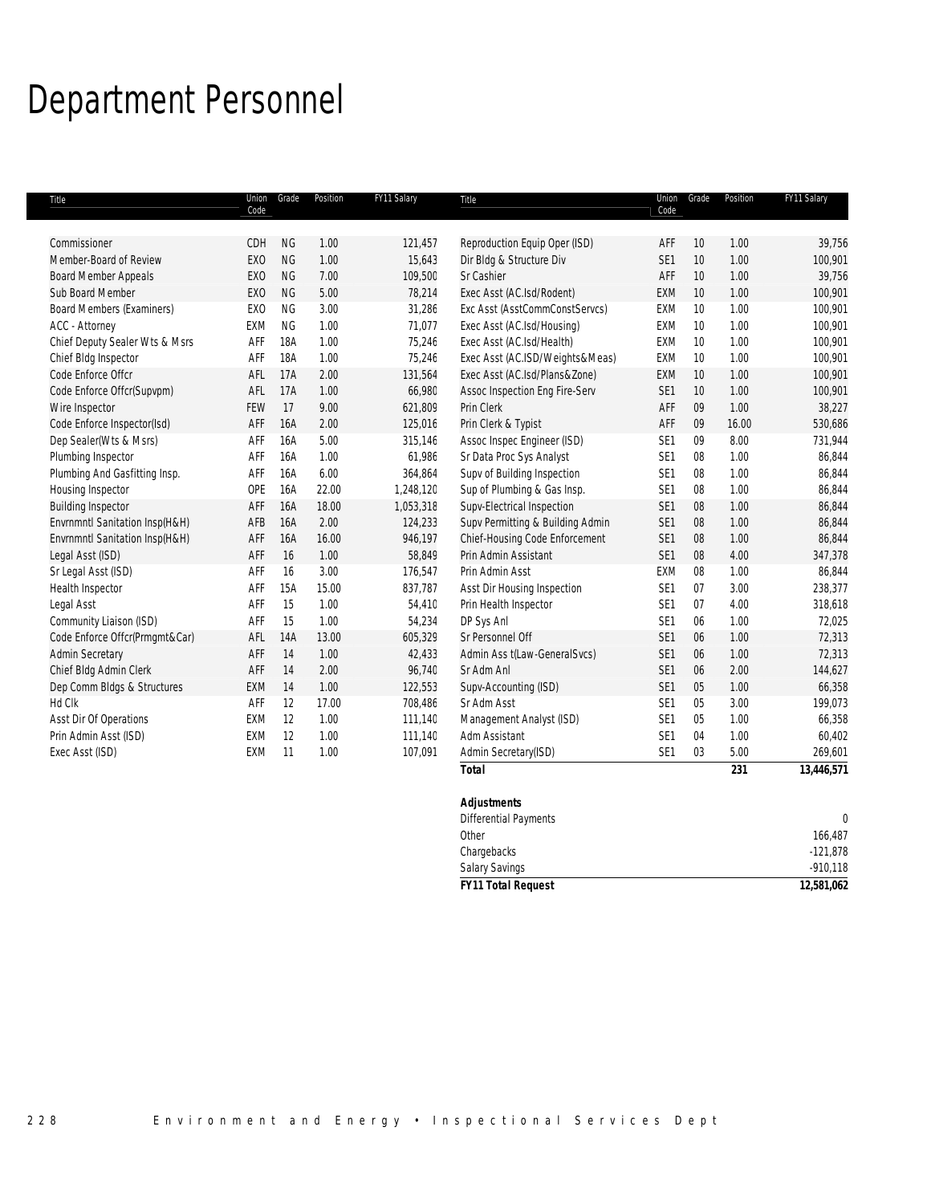# Department Personnel

| Title | Union Code | Grade | Position | FY11 Salary |
|---|---|---|---|---|
| Commissioner | CDH | NG | 1.00 | 121,457 |
| Member-Board of Review | EXO | NG | 1.00 | 15,643 |
| Board Member Appeals | EXO | NG | 7.00 | 109,500 |
| Sub Board Member | EXO | NG | 5.00 | 78,214 |
| Board Members (Examiners) | EXO | NG | 3.00 | 31,286 |
| ACC - Attorney | EXM | NG | 1.00 | 71,077 |
| Chief Deputy Sealer Wts & Msrs | AFF | 18A | 1.00 | 75,246 |
| Chief Bldg Inspector | AFF | 18A | 1.00 | 75,246 |
| Code Enforce Offcr | AFL | 17A | 2.00 | 131,564 |
| Code Enforce Offcr(Supvpm) | AFL | 17A | 1.00 | 66,980 |
| Wire Inspector | FEW | 17 | 9.00 | 621,809 |
| Code Enforce Inspector(Isd) | AFF | 16A | 2.00 | 125,016 |
| Dep Sealer(Wts & Msrs) | AFF | 16A | 5.00 | 315,146 |
| Plumbing Inspector | AFF | 16A | 1.00 | 61,986 |
| Plumbing And Gasfitting Insp. | AFF | 16A | 6.00 | 364,864 |
| Housing Inspector | OPE | 16A | 22.00 | 1,248,120 |
| Building Inspector | AFF | 16A | 18.00 | 1,053,318 |
| Envrnmntl Sanitation Insp(H&H) | AFB | 16A | 2.00 | 124,233 |
| Envrnmntl Sanitation Insp(H&H) | AFF | 16A | 16.00 | 946,197 |
| Legal Asst (ISD) | AFF | 16 | 1.00 | 58,849 |
| Sr Legal Asst (ISD) | AFF | 16 | 3.00 | 176,547 |
| Health Inspector | AFF | 15A | 15.00 | 837,787 |
| Legal Asst | AFF | 15 | 1.00 | 54,410 |
| Community Liaison (ISD) | AFF | 15 | 1.00 | 54,234 |
| Code Enforce Offcr(Prmgmt&Car) | AFL | 14A | 13.00 | 605,329 |
| Admin Secretary | AFF | 14 | 1.00 | 42,433 |
| Chief Bldg Admin Clerk | AFF | 14 | 2.00 | 96,740 |
| Dep Comm Bldgs & Structures | EXM | 14 | 1.00 | 122,553 |
| Hd Clk | AFF | 12 | 17.00 | 708,486 |
| Asst Dir Of Operations | EXM | 12 | 1.00 | 111,140 |
| Prin Admin Asst (ISD) | EXM | 12 | 1.00 | 111,140 |
| Exec Asst (ISD) | EXM | 11 | 1.00 | 107,091 |
| Reproduction Equip Oper (ISD) | AFF | 10 | 1.00 | 39,756 |
| Dir Bldg & Structure Div | SE1 | 10 | 1.00 | 100,901 |
| Sr Cashier | AFF | 10 | 1.00 | 39,756 |
| Exec Asst (AC.Isd/Rodent) | EXM | 10 | 1.00 | 100,901 |
| Exc Asst (AsstCommConstServcs) | EXM | 10 | 1.00 | 100,901 |
| Exec Asst (AC.Isd/Housing) | EXM | 10 | 1.00 | 100,901 |
| Exec Asst (AC.Isd/Health) | EXM | 10 | 1.00 | 100,901 |
| Exec Asst (AC.ISD/Weights&Meas) | EXM | 10 | 1.00 | 100,901 |
| Exec Asst (AC.Isd/Plans&Zone) | EXM | 10 | 1.00 | 100,901 |
| Assoc Inspection Eng Fire-Serv | SE1 | 10 | 1.00 | 100,901 |
| Prin Clerk | AFF | 09 | 1.00 | 38,227 |
| Prin Clerk & Typist | AFF | 09 | 16.00 | 530,686 |
| Assoc Inspec Engineer (ISD) | SE1 | 09 | 8.00 | 731,944 |
| Sr Data Proc Sys Analyst | SE1 | 08 | 1.00 | 86,844 |
| Supv of Building Inspection | SE1 | 08 | 1.00 | 86,844 |
| Sup of Plumbing & Gas Insp. | SE1 | 08 | 1.00 | 86,844 |
| Supv-Electrical Inspection | SE1 | 08 | 1.00 | 86,844 |
| Supv Permitting & Building Admin | SE1 | 08 | 1.00 | 86,844 |
| Chief-Housing Code Enforcement | SE1 | 08 | 1.00 | 86,844 |
| Prin Admin Assistant | SE1 | 08 | 4.00 | 347,378 |
| Prin Admin Asst | EXM | 08 | 1.00 | 86,844 |
| Asst Dir Housing Inspection | SE1 | 07 | 3.00 | 238,377 |
| Prin Health Inspector | SE1 | 07 | 4.00 | 318,618 |
| DP Sys Anl | SE1 | 06 | 1.00 | 72,025 |
| Sr Personnel Off | SE1 | 06 | 1.00 | 72,313 |
| Admin Ass t(Law-GeneralSvcs) | SE1 | 06 | 1.00 | 72,313 |
| Sr Adm Anl | SE1 | 06 | 2.00 | 144,627 |
| Supv-Accounting (ISD) | SE1 | 05 | 1.00 | 66,358 |
| Sr Adm Asst | SE1 | 05 | 3.00 | 199,073 |
| Management Analyst (ISD) | SE1 | 05 | 1.00 | 66,358 |
| Adm Assistant | SE1 | 04 | 1.00 | 60,402 |
| Admin Secretary(ISD) | SE1 | 03 | 5.00 | 269,601 |
| **Total** | | | **231** | **13,446,571** |

| **Adjustments** | |
|---|---|
| Differential Payments | 0 |
| Other | 166,487 |
| Chargebacks | -121,878 |
| Salary Savings | -910,118 |
| **FY11 Total Request** | **12,581,062** |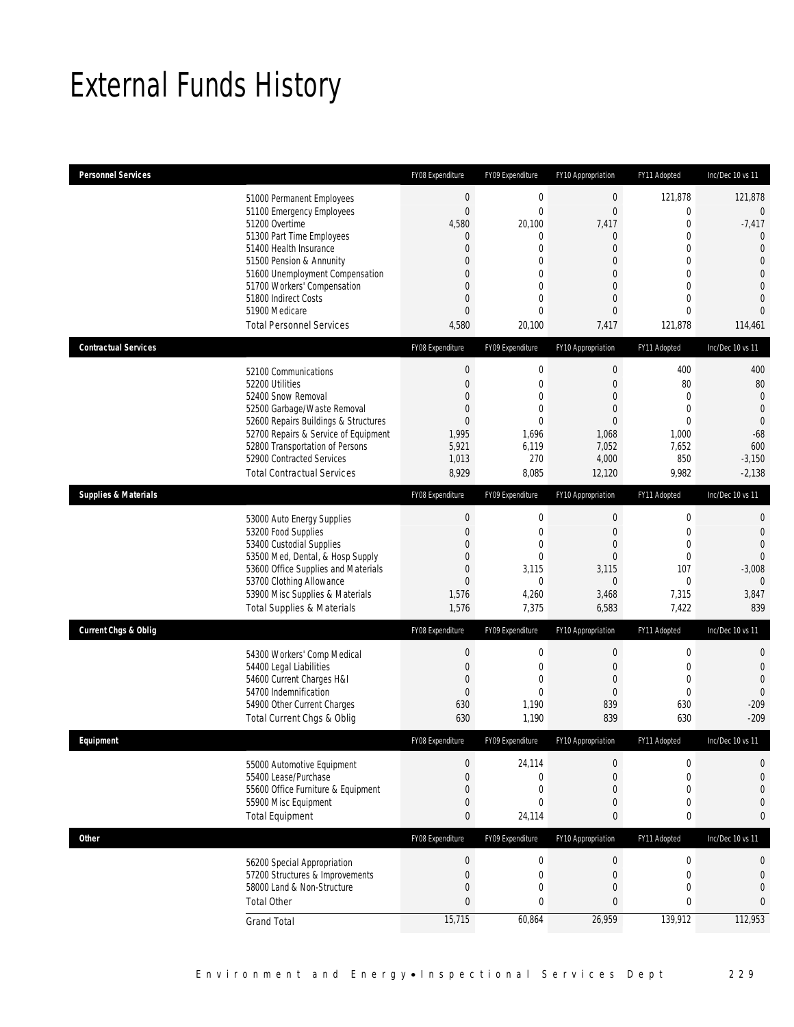# External Funds History

| Personnel Services | FY08 Expenditure | FY09 Expenditure | FY10 Appropriation | FY11 Adopted | Inc/Dec 10 vs 11 |
|---|---|---|---|---|---|
| 51000 Permanent Employees | 0 | 0 | 0 | 121,878 | 121,878 |
| 51100 Emergency Employees | 0 | 0 | 0 | 0 | 0 |
| 51200 Overtime | 4,580 | 20,100 | 7,417 | 0 | -7,417 |
| 51300 Part Time Employees | 0 | 0 | 0 | 0 | 0 |
| 51400 Health Insurance | 0 | 0 | 0 | 0 | 0 |
| 51500 Pension & Annunity | 0 | 0 | 0 | 0 | 0 |
| 51600 Unemployment Compensation | 0 | 0 | 0 | 0 | 0 |
| 51700 Workers' Compensation | 0 | 0 | 0 | 0 | 0 |
| 51800 Indirect Costs | 0 | 0 | 0 | 0 | 0 |
| 51900 Medicare | 0 | 0 | 0 | 0 | 0 |
| Total Personnel Services | 4,580 | 20,100 | 7,417 | 121,878 | 114,461 |

| Contractual Services | FY08 Expenditure | FY09 Expenditure | FY10 Appropriation | FY11 Adopted | Inc/Dec 10 vs 11 |
|---|---|---|---|---|---|
| 52100 Communications | 0 | 0 | 0 | 400 | 400 |
| 52200 Utilities | 0 | 0 | 0 | 80 | 80 |
| 52400 Snow Removal | 0 | 0 | 0 | 0 | 0 |
| 52500 Garbage/Waste Removal | 0 | 0 | 0 | 0 | 0 |
| 52600 Repairs Buildings & Structures | 0 | 0 | 0 | 0 | 0 |
| 52700 Repairs & Service of Equipment | 1,995 | 1,696 | 1,068 | 1,000 | -68 |
| 52800 Transportation of Persons | 5,921 | 6,119 | 7,052 | 7,652 | 600 |
| 52900 Contracted Services | 1,013 | 270 | 4,000 | 850 | -3,150 |
| Total Contractual Services | 8,929 | 8,085 | 12,120 | 9,982 | -2,138 |

| Supplies & Materials | FY08 Expenditure | FY09 Expenditure | FY10 Appropriation | FY11 Adopted | Inc/Dec 10 vs 11 |
|---|---|---|---|---|---|
| 53000 Auto Energy Supplies | 0 | 0 | 0 | 0 | 0 |
| 53200 Food Supplies | 0 | 0 | 0 | 0 | 0 |
| 53400 Custodial Supplies | 0 | 0 | 0 | 0 | 0 |
| 53500 Med, Dental, & Hosp Supply | 0 | 0 | 0 | 0 | 0 |
| 53600 Office Supplies and Materials | 0 | 3,115 | 3,115 | 107 | -3,008 |
| 53700 Clothing Allowance | 0 | 0 | 0 | 0 | 0 |
| 53900 Misc Supplies & Materials | 1,576 | 4,260 | 3,468 | 7,315 | 3,847 |
| Total Supplies & Materials | 1,576 | 7,375 | 6,583 | 7,422 | 839 |

| Current Chgs & Oblig | FY08 Expenditure | FY09 Expenditure | FY10 Appropriation | FY11 Adopted | Inc/Dec 10 vs 11 |
|---|---|---|---|---|---|
| 54300 Workers' Comp Medical | 0 | 0 | 0 | 0 | 0 |
| 54400 Legal Liabilities | 0 | 0 | 0 | 0 | 0 |
| 54600 Current Charges H&I | 0 | 0 | 0 | 0 | 0 |
| 54700 Indemnification | 0 | 0 | 0 | 0 | 0 |
| 54900 Other Current Charges | 630 | 1,190 | 839 | 630 | -209 |
| Total Current Chgs & Oblig | 630 | 1,190 | 839 | 630 | -209 |

| Equipment | FY08 Expenditure | FY09 Expenditure | FY10 Appropriation | FY11 Adopted | Inc/Dec 10 vs 11 |
|---|---|---|---|---|---|
| 55000 Automotive Equipment | 0 | 24,114 | 0 | 0 | 0 |
| 55400 Lease/Purchase | 0 | 0 | 0 | 0 | 0 |
| 55600 Office Furniture & Equipment | 0 | 0 | 0 | 0 | 0 |
| 55900 Misc Equipment | 0 | 0 | 0 | 0 | 0 |
| Total Equipment | 0 | 24,114 | 0 | 0 | 0 |

| Other | FY08 Expenditure | FY09 Expenditure | FY10 Appropriation | FY11 Adopted | Inc/Dec 10 vs 11 |
|---|---|---|---|---|---|
| 56200 Special Appropriation | 0 | 0 | 0 | 0 | 0 |
| 57200 Structures & Improvements | 0 | 0 | 0 | 0 | 0 |
| 58000 Land & Non-Structure | 0 | 0 | 0 | 0 | 0 |
| Total Other | 0 | 0 | 0 | 0 | 0 |
| Grand Total | 15,715 | 60,864 | 26,959 | 139,912 | 112,953 |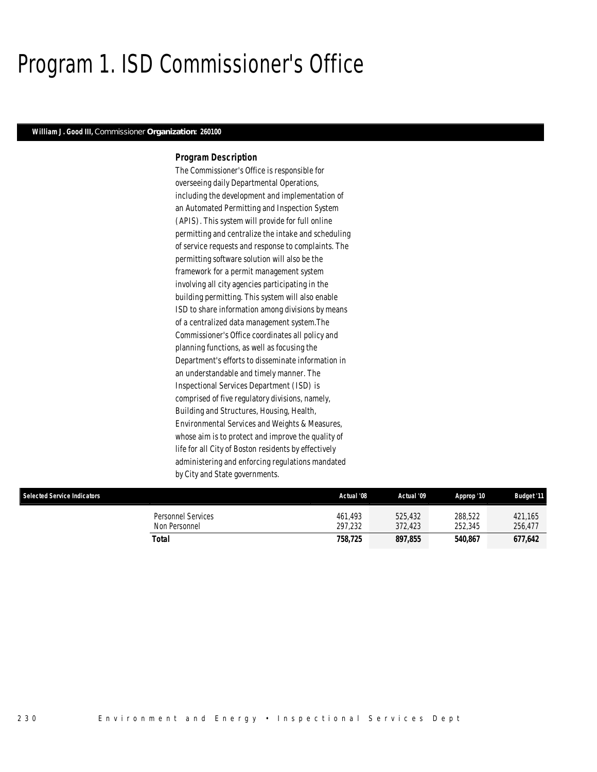# Program 1. ISD Commissioner's Office

**William J. Good III,** Commissioner **Organization: 260100**

### *Program Description*

*The Commissioner's Office is responsible for overseeing daily Departmental Operations, including the development and implementation of an Automated Permitting and Inspection System (APIS). This system will provide for full online permitting and centralize the intake and scheduling of service requests and response to complaints. The permitting software solution will also be the framework for a permit management system involving all city agencies participating in the building permitting. This system will also enable ISD to share information among divisions by means of a centralized data management system.The Commissioner's Office coordinates all policy and planning functions, as well as focusing the Department's efforts to disseminate information in an understandable and timely manner. The Inspectional Services Department (ISD) is comprised of five regulatory divisions, namely, Building and Structures, Housing, Health, Environmental Services and Weights & Measures, whose aim is to protect and improve the quality of life for all City of Boston residents by effectively administering and enforcing regulations mandated by City and State governments.*

| Selected Service Indicators | | Actual '08 | Actual '09 | Approp '10 | Budget '11 |
|---|---|---|---|---|---|
| | Personnel Services | 461,493 | 525,432 | 288,522 | 421,165 |
| | Non Personnel | 297,232 | 372,423 | 252,345 | 256,477 |
| | **Total** | **758,725** | **897,855** | **540,867** | **677,642** |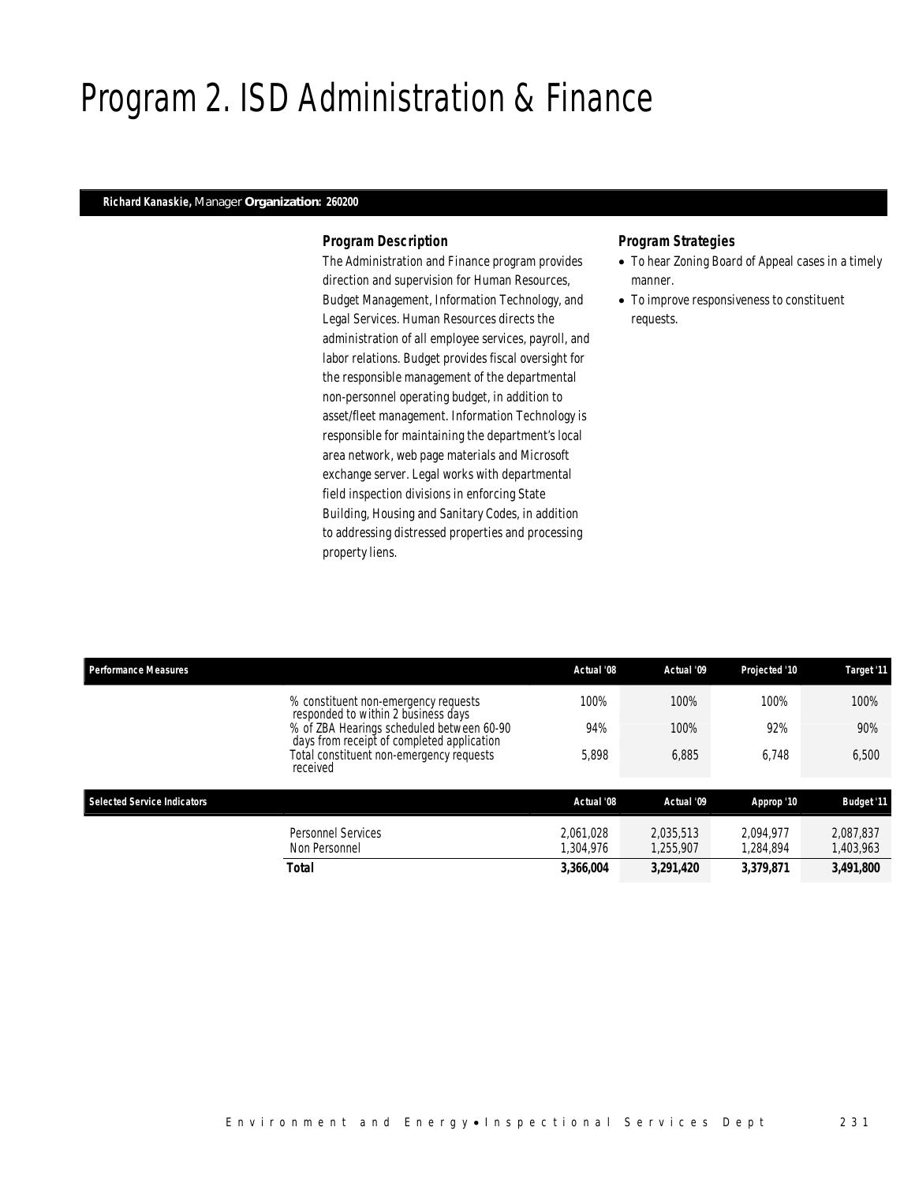# Program 2. ISD Administration & Finance

**Richard Kanaskie,** *Manager* **Organization: 260200**

### *Program Description*

The Administration and Finance program provides direction and supervision for Human Resources, Budget Management, Information Technology, and Legal Services. Human Resources directs the administration of all employee services, payroll, and labor relations. Budget provides fiscal oversight for the responsible management of the departmental non-personnel operating budget, in addition to asset/fleet management. Information Technology is responsible for maintaining the department's local area network, web page materials and Microsoft exchange server. Legal works with departmental field inspection divisions in enforcing State Building, Housing and Sanitary Codes, in addition to addressing distressed properties and processing property liens.

### *Program Strategies*

- To hear Zoning Board of Appeal cases in a timely manner.
- To improve responsiveness to constituent requests.

| Performance Measures | Actual '08 | Actual '09 | Projected '10 | Target '11 |
|---|---|---|---|---|
| % constituent non-emergency requests responded to within 2 business days | 100% | 100% | 100% | 100% |
| % of ZBA Hearings scheduled between 60-90 days from receipt of completed application | 94% | 100% | 92% | 90% |
| Total constituent non-emergency requests received | 5,898 | 6,885 | 6,748 | 6,500 |

| Selected Service Indicators | Actual '08 | Actual '09 | Approp '10 | Budget '11 |
|---|---|---|---|---|
| Personnel Services | 2,061,028 | 2,035,513 | 2,094,977 | 2,087,837 |
| Non Personnel | 1,304,976 | 1,255,907 | 1,284,894 | 1,403,963 |
| **Total** | **3,366,004** | **3,291,420** | **3,379,871** | **3,491,800** |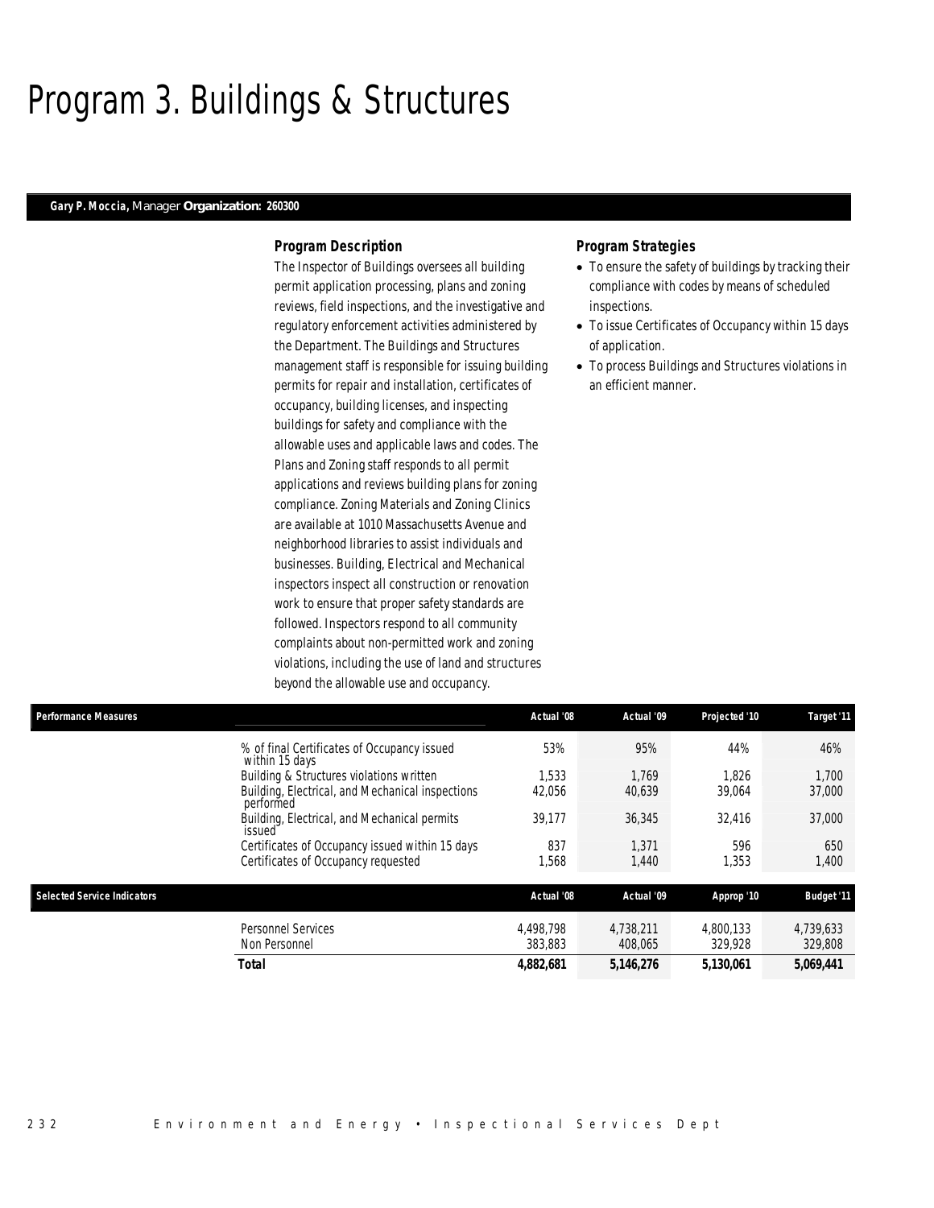# Program 3. Buildings & Structures

**Gary P. Moccia,** Manager **Organization: 260300**

### Program Description

The Inspector of Buildings oversees all building permit application processing, plans and zoning reviews, field inspections, and the investigative and regulatory enforcement activities administered by the Department. The Buildings and Structures management staff is responsible for issuing building permits for repair and installation, certificates of occupancy, building licenses, and inspecting buildings for safety and compliance with the allowable uses and applicable laws and codes. The Plans and Zoning staff responds to all permit applications and reviews building plans for zoning compliance. Zoning Materials and Zoning Clinics are available at 1010 Massachusetts Avenue and neighborhood libraries to assist individuals and businesses. Building, Electrical and Mechanical inspectors inspect all construction or renovation work to ensure that proper safety standards are followed. Inspectors respond to all community complaints about non-permitted work and zoning violations, including the use of land and structures beyond the allowable use and occupancy.

### Program Strategies

- To ensure the safety of buildings by tracking their compliance with codes by means of scheduled inspections.
- To issue Certificates of Occupancy within 15 days of application.
- To process Buildings and Structures violations in an efficient manner.

| Performance Measures | Actual '08 | Actual '09 | Projected '10 | Target '11 |
|---|---|---|---|---|
| % of final Certificates of Occupancy issued within 15 days | 53% | 95% | 44% | 46% |
| Building & Structures violations written | 1,533 | 1,769 | 1,826 | 1,700 |
| Building, Electrical, and Mechanical inspections performed | 42,056 | 40,639 | 39,064 | 37,000 |
| Building, Electrical, and Mechanical permits issued | 39,177 | 36,345 | 32,416 | 37,000 |
| Certificates of Occupancy issued within 15 days | 837 | 1,371 | 596 | 650 |
| Certificates of Occupancy requested | 1,568 | 1,440 | 1,353 | 1,400 |

| Selected Service Indicators | Actual '08 | Actual '09 | Approp '10 | Budget '11 |
|---|---|---|---|---|
| Personnel Services | 4,498,798 | 4,738,211 | 4,800,133 | 4,739,633 |
| Non Personnel | 383,883 | 408,065 | 329,928 | 329,808 |
| **Total** | **4,882,681** | **5,146,276** | **5,130,061** | **5,069,441** |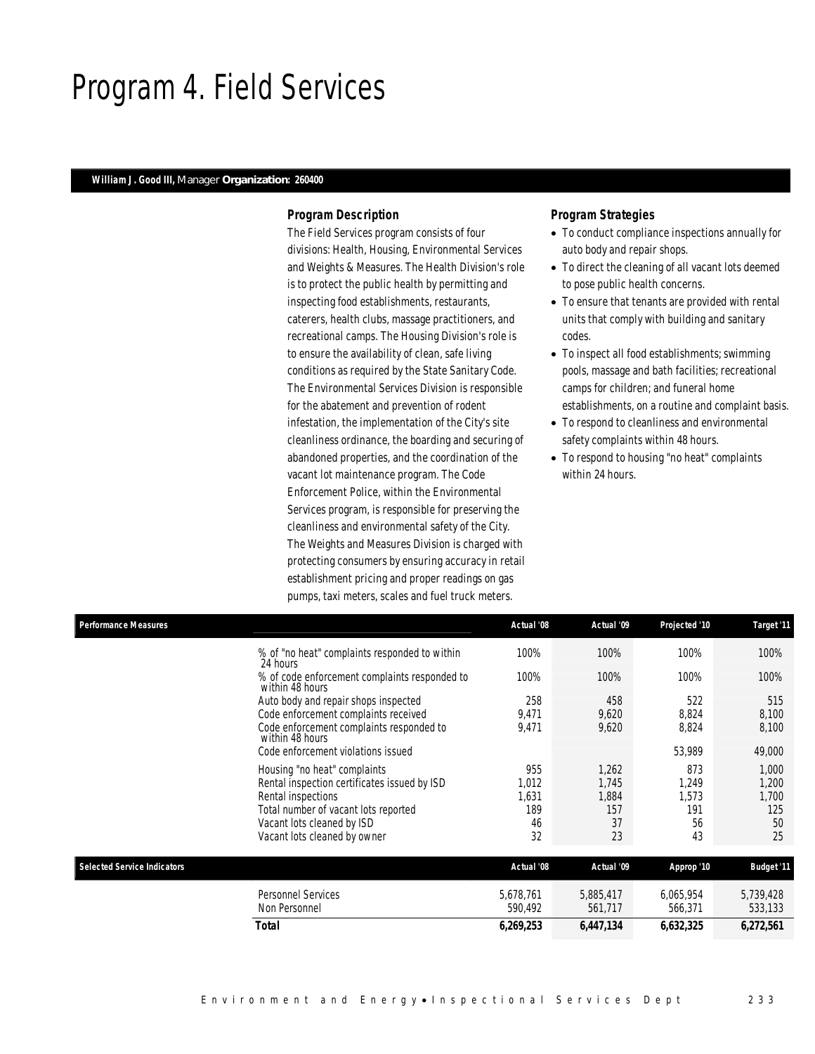# Program 4. Field Services

**William J. Good III,** Manager **Organization: 260400**

### Program Description

The Field Services program consists of four divisions: Health, Housing, Environmental Services and Weights & Measures. The Health Division's role is to protect the public health by permitting and inspecting food establishments, restaurants, caterers, health clubs, massage practitioners, and recreational camps. The Housing Division's role is to ensure the availability of clean, safe living conditions as required by the State Sanitary Code. The Environmental Services Division is responsible for the abatement and prevention of rodent infestation, the implementation of the City's site cleanliness ordinance, the boarding and securing of abandoned properties, and the coordination of the vacant lot maintenance program. The Code Enforcement Police, within the Environmental Services program, is responsible for preserving the cleanliness and environmental safety of the City. The Weights and Measures Division is charged with protecting consumers by ensuring accuracy in retail establishment pricing and proper readings on gas pumps, taxi meters, scales and fuel truck meters.

### Program Strategies

- To conduct compliance inspections annually for auto body and repair shops.
- To direct the cleaning of all vacant lots deemed to pose public health concerns.
- To ensure that tenants are provided with rental units that comply with building and sanitary codes.
- To inspect all food establishments; swimming pools, massage and bath facilities; recreational camps for children; and funeral home establishments, on a routine and complaint basis.
- To respond to cleanliness and environmental safety complaints within 48 hours.
- To respond to housing "no heat" complaints within 24 hours.

| Performance Measures | Actual '08 | Actual '09 | Projected '10 | Target '11 |
|---|---|---|---|---|
| % of "no heat" complaints responded to within 24 hours | 100% | 100% | 100% | 100% |
| % of code enforcement complaints responded to within 48 hours | 100% | 100% | 100% | 100% |
| Auto body and repair shops inspected | 258 | 458 | 522 | 515 |
| Code enforcement complaints received | 9,471 | 9,620 | 8,824 | 8,100 |
| Code enforcement complaints responded to within 48 hours | 9,471 | 9,620 | 8,824 | 8,100 |
| Code enforcement violations issued | | | 53,989 | 49,000 |
| Housing "no heat" complaints | 955 | 1,262 | 873 | 1,000 |
| Rental inspection certificates issued by ISD | 1,012 | 1,745 | 1,249 | 1,200 |
| Rental inspections | 1,631 | 1,884 | 1,573 | 1,700 |
| Total number of vacant lots reported | 189 | 157 | 191 | 125 |
| Vacant lots cleaned by ISD | 46 | 37 | 56 | 50 |
| Vacant lots cleaned by owner | 32 | 23 | 43 | 25 |

| Selected Service Indicators | Actual '08 | Actual '09 | Approp '10 | Budget '11 |
|---|---|---|---|---|
| Personnel Services | 5,678,761 | 5,885,417 | 6,065,954 | 5,739,428 |
| Non Personnel | 590,492 | 561,717 | 566,371 | 533,133 |
| **Total** | **6,269,253** | **6,447,134** | **6,632,325** | **6,272,561** |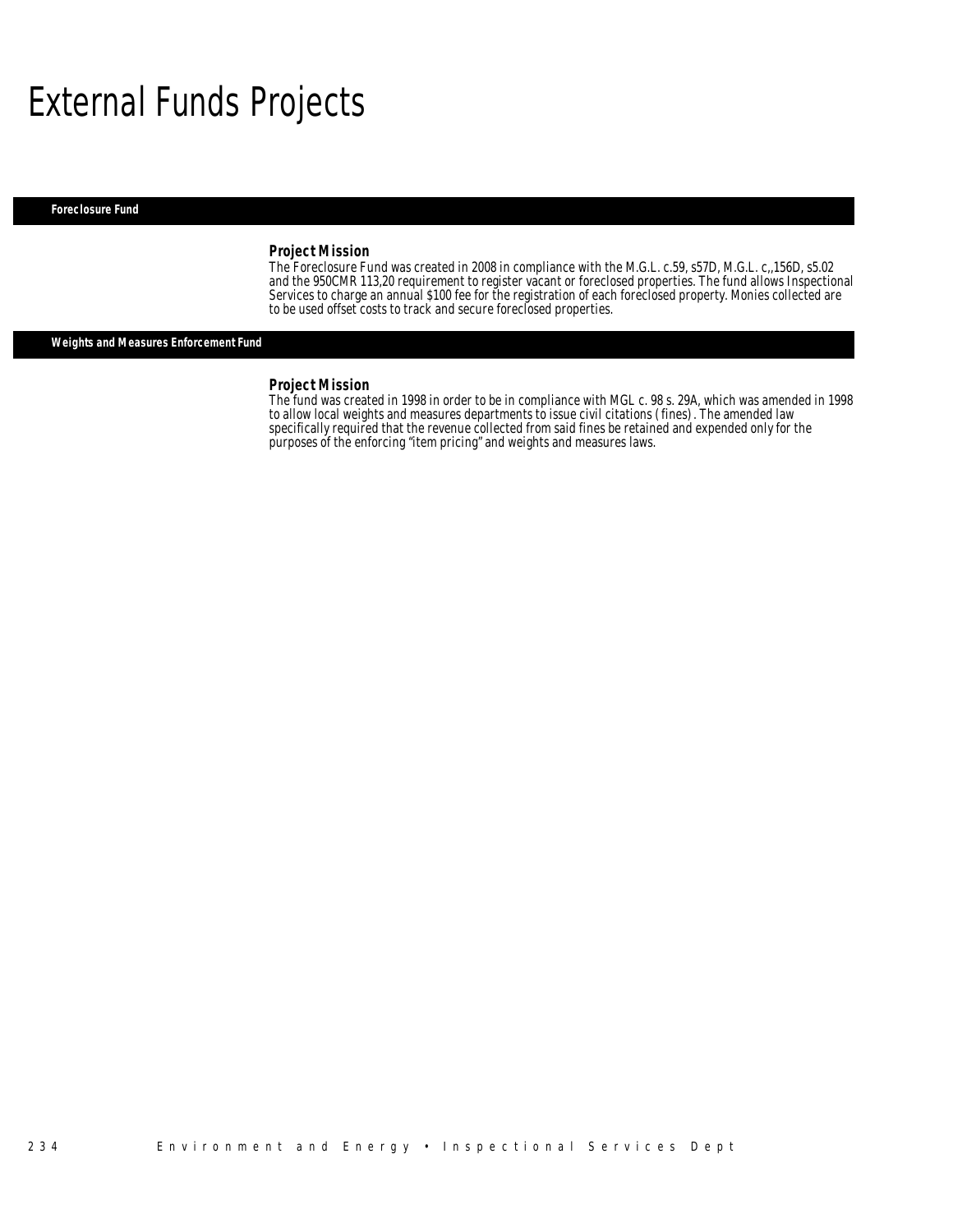# External Funds Projects

## Foreclosure Fund

### Project Mission

The Foreclosure Fund was created in 2008 in compliance with the M.G.L. c.59, s57D, M.G.L. c,,156D, s5.02 and the 950CMR 113,20 requirement to register vacant or foreclosed properties. The fund allows Inspectional Services to charge an annual $100 fee for the registration of each foreclosed property. Monies collected are to be used offset costs to track and secure foreclosed properties.

## Weights and Measures Enforcement Fund

### Project Mission

The fund was created in 1998 in order to be in compliance with MGL c. 98 s. 29A, which was amended in 1998 to allow local weights and measures departments to issue civil citations (fines). The amended law specifically required that the revenue collected from said fines be retained and expended only for the purposes of the enforcing "item pricing" and weights and measures laws.